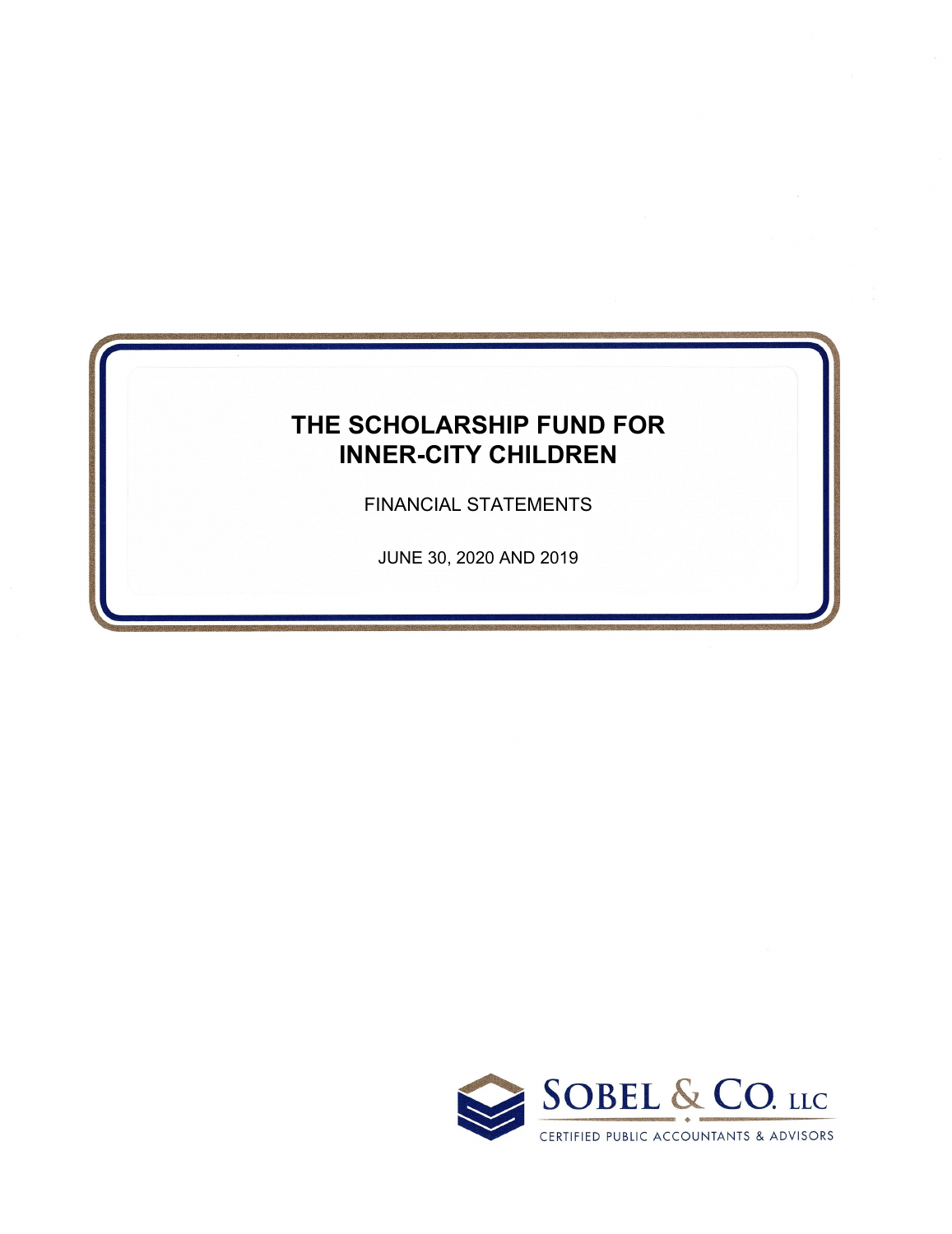# THE SCHOLARSHIP FUND FOR INNER-CITY CHILDREN

FINANCIAL STATEMENTS

JUNE 30, 2020 AND 2019

SOBEL & CO. LLC

CERTIFIED PUBLIC ACCOUNTANTS & ADVISORS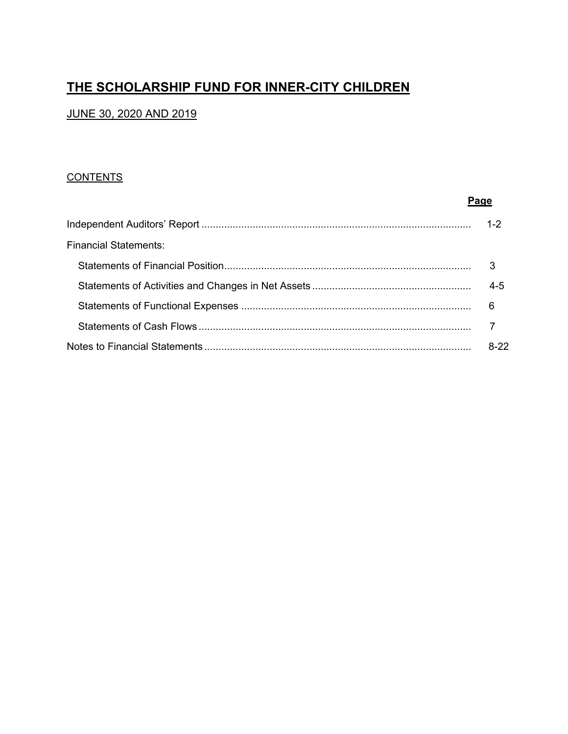# THE SCHOLARSHIP FUND FOR INNER-CITY CHILDREN

JUNE 30, 2020 AND 2019

CONTENTS

| | Page |
|---|---|
| Independent Auditors' Report | 1-2 |
| Financial Statements: | |
| Statements of Financial Position | 3 |
| Statements of Activities and Changes in Net Assets | 4-5 |
| Statements of Functional Expenses | 6 |
| Statements of Cash Flows | 7 |
| Notes to Financial Statements | 8-22 |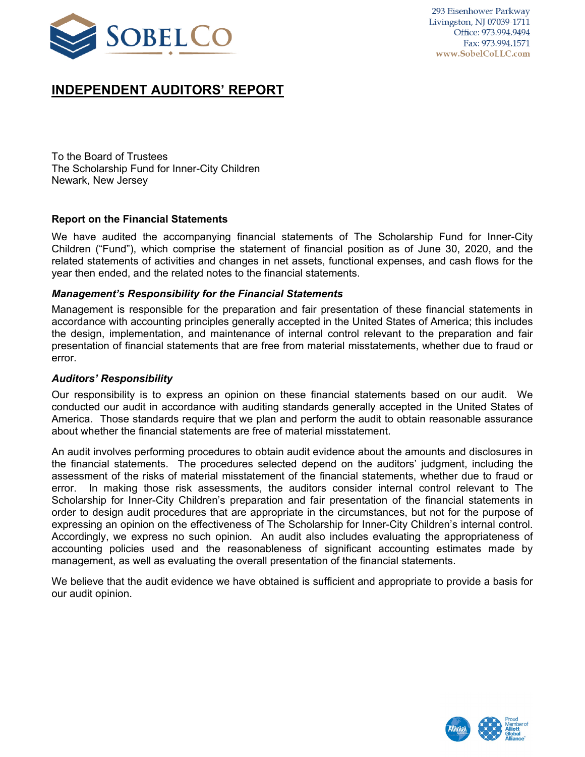# INDEPENDENT AUDITORS' REPORT

To the Board of Trustees
The Scholarship Fund for Inner-City Children
Newark, New Jersey

## Report on the Financial Statements

We have audited the accompanying financial statements of The Scholarship Fund for Inner-City Children ("Fund"), which comprise the statement of financial position as of June 30, 2020, and the related statements of activities and changes in net assets, functional expenses, and cash flows for the year then ended, and the related notes to the financial statements.

### *Management's Responsibility for the Financial Statements*

Management is responsible for the preparation and fair presentation of these financial statements in accordance with accounting principles generally accepted in the United States of America; this includes the design, implementation, and maintenance of internal control relevant to the preparation and fair presentation of financial statements that are free from material misstatements, whether due to fraud or error.

### *Auditors' Responsibility*

Our responsibility is to express an opinion on these financial statements based on our audit. We conducted our audit in accordance with auditing standards generally accepted in the United States of America. Those standards require that we plan and perform the audit to obtain reasonable assurance about whether the financial statements are free of material misstatement.

An audit involves performing procedures to obtain audit evidence about the amounts and disclosures in the financial statements. The procedures selected depend on the auditors' judgment, including the assessment of the risks of material misstatement of the financial statements, whether due to fraud or error. In making those risk assessments, the auditors consider internal control relevant to The Scholarship for Inner-City Children's preparation and fair presentation of the financial statements in order to design audit procedures that are appropriate in the circumstances, but not for the purpose of expressing an opinion on the effectiveness of The Scholarship for Inner-City Children's internal control. Accordingly, we express no such opinion. An audit also includes evaluating the appropriateness of accounting policies used and the reasonableness of significant accounting estimates made by management, as well as evaluating the overall presentation of the financial statements.

We believe that the audit evidence we have obtained is sufficient and appropriate to provide a basis for our audit opinion.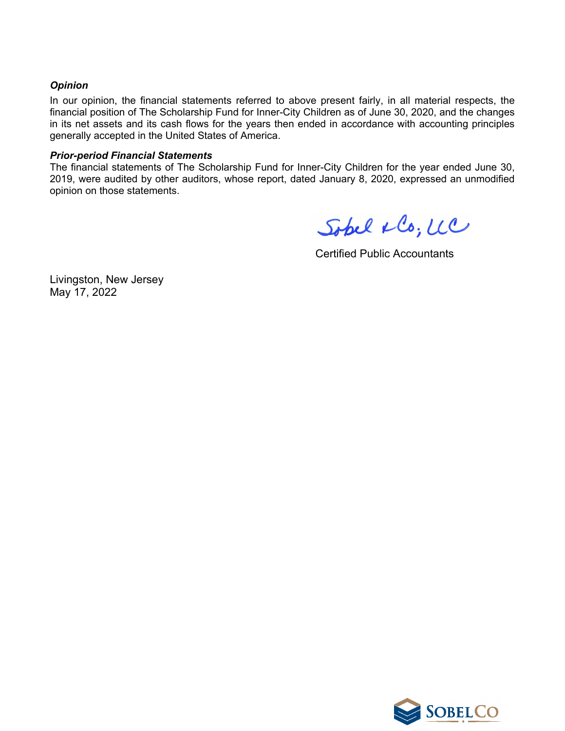***Opinion***

In our opinion, the financial statements referred to above present fairly, in all material respects, the financial position of The Scholarship Fund for Inner-City Children as of June 30, 2020, and the changes in its net assets and its cash flows for the years then ended in accordance with accounting principles generally accepted in the United States of America.

***Prior-period Financial Statements***

The financial statements of The Scholarship Fund for Inner-City Children for the year ended June 30, 2019, were audited by other auditors, whose report, dated January 8, 2020, expressed an unmodified opinion on those statements.

Sobel & Co., LLC

Certified Public Accountants

Livingston, New Jersey
May 17, 2022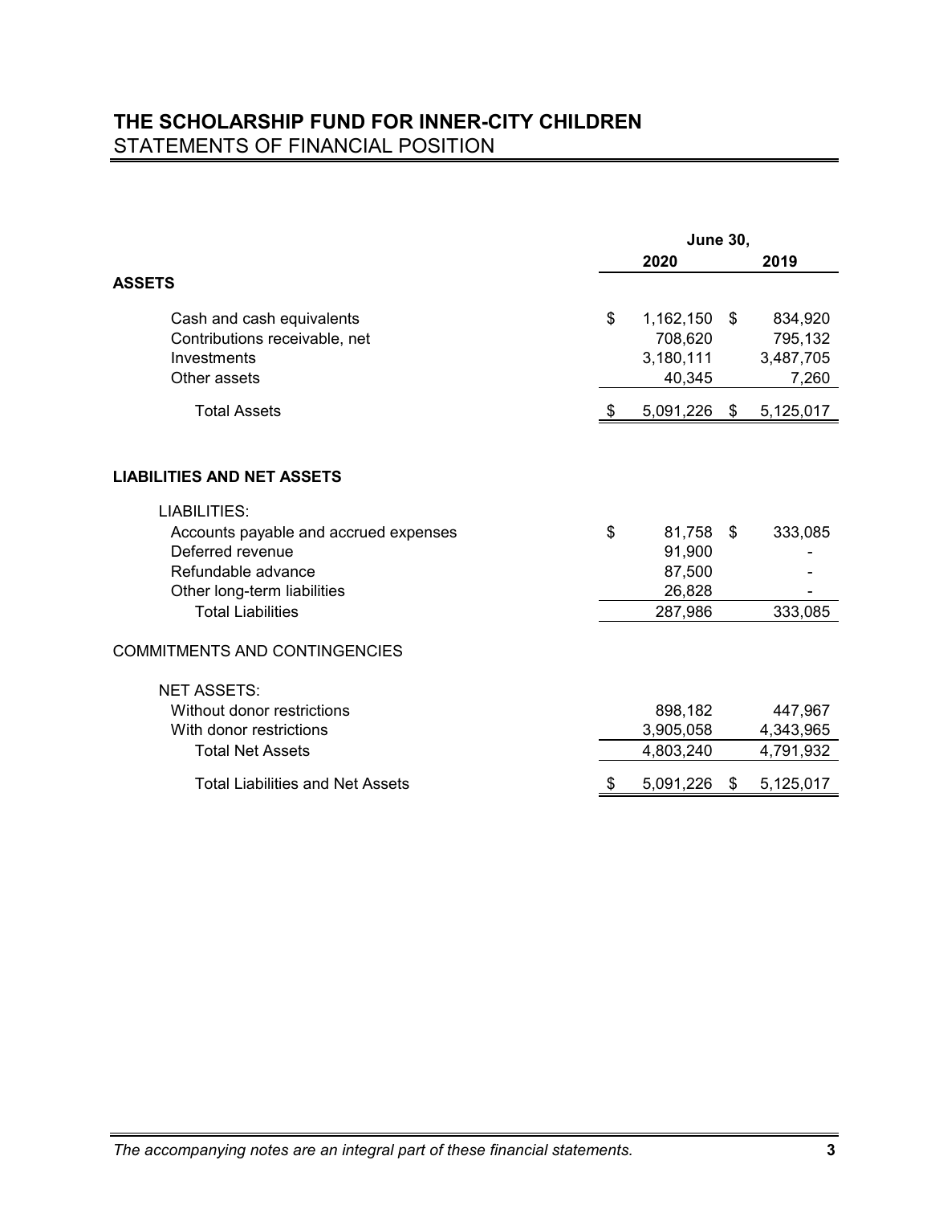# THE SCHOLARSHIP FUND FOR INNER-CITY CHILDREN

## STATEMENTS OF FINANCIAL POSITION

| | June 30, 2020 | June 30, 2019 |
|---|---|---|
| **ASSETS** | | |
| Cash and cash equivalents | $ 1,162,150 | $ 834,920 |
| Contributions receivable, net | 708,620 | 795,132 |
| Investments | 3,180,111 | 3,487,705 |
| Other assets | 40,345 | 7,260 |
| Total Assets | $ 5,091,226 | $ 5,125,017 |
| **LIABILITIES AND NET ASSETS** | | |
| LIABILITIES: | | |
| Accounts payable and accrued expenses | $ 81,758 | $ 333,085 |
| Deferred revenue | 91,900 | - |
| Refundable advance | 87,500 | - |
| Other long-term liabilities | 26,828 | - |
| Total Liabilities | 287,986 | 333,085 |
| COMMITMENTS AND CONTINGENCIES | | |
| NET ASSETS: | | |
| Without donor restrictions | 898,182 | 447,967 |
| With donor restrictions | 3,905,058 | 4,343,965 |
| Total Net Assets | 4,803,240 | 4,791,932 |
| Total Liabilities and Net Assets | $ 5,091,226 | $ 5,125,017 |

*The accompanying notes are an integral part of these financial statements.*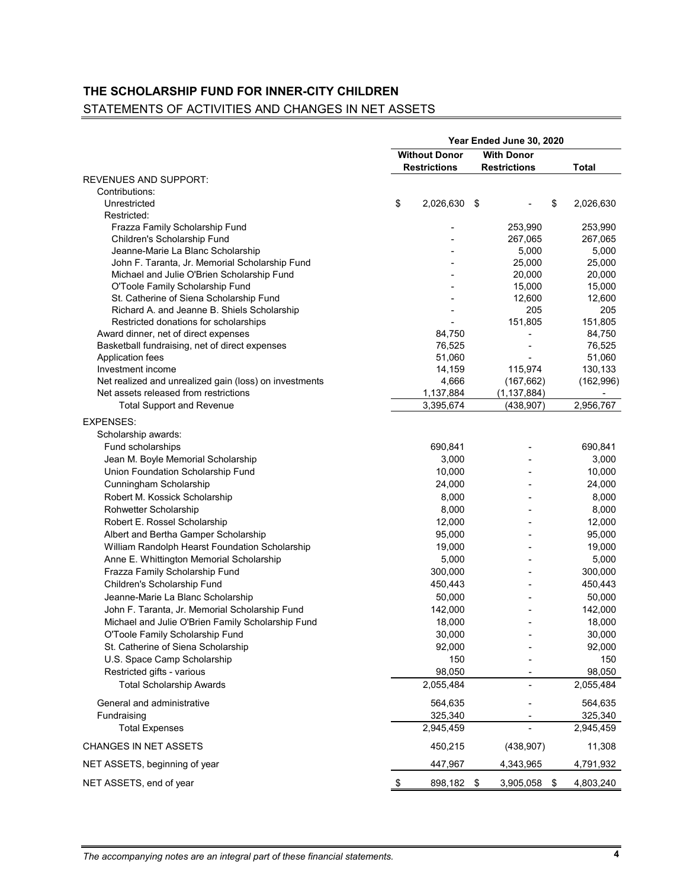# THE SCHOLARSHIP FUND FOR INNER-CITY CHILDREN

## STATEMENTS OF ACTIVITIES AND CHANGES IN NET ASSETS

| | Year Ended June 30, 2020 | | |
|---|---|---|---|
| | Without Donor Restrictions | With Donor Restrictions | Total |
| REVENUES AND SUPPORT: | | | |
| Contributions: | | | |
| Unrestricted | $ 2,026,630 | $ - | $ 2,026,630 |
| Restricted: | | | |
| Frazza Family Scholarship Fund | - | 253,990 | 253,990 |
| Children's Scholarship Fund | - | 267,065 | 267,065 |
| Jeanne-Marie La Blanc Scholarship | - | 5,000 | 5,000 |
| John F. Taranta, Jr. Memorial Scholarship Fund | - | 25,000 | 25,000 |
| Michael and Julie O'Brien Scholarship Fund | - | 20,000 | 20,000 |
| O'Toole Family Scholarship Fund | - | 15,000 | 15,000 |
| St. Catherine of Siena Scholarship Fund | - | 12,600 | 12,600 |
| Richard A. and Jeanne B. Shiels Scholarship | - | 205 | 205 |
| Restricted donations for scholarships | - | 151,805 | 151,805 |
| Award dinner, net of direct expenses | 84,750 | - | 84,750 |
| Basketball fundraising, net of direct expenses | 76,525 | - | 76,525 |
| Application fees | 51,060 | - | 51,060 |
| Investment income | 14,159 | 115,974 | 130,133 |
| Net realized and unrealized gain (loss) on investments | 4,666 | (167,662) | (162,996) |
| Net assets released from restrictions | 1,137,884 | (1,137,884) | - |
| Total Support and Revenue | 3,395,674 | (438,907) | 2,956,767 |
| EXPENSES: | | | |
| Scholarship awards: | | | |
| Fund scholarships | 690,841 | - | 690,841 |
| Jean M. Boyle Memorial Scholarship | 3,000 | - | 3,000 |
| Union Foundation Scholarship Fund | 10,000 | - | 10,000 |
| Cunningham Scholarship | 24,000 | - | 24,000 |
| Robert M. Kossick Scholarship | 8,000 | - | 8,000 |
| Rohwetter Scholarship | 8,000 | - | 8,000 |
| Robert E. Rossel Scholarship | 12,000 | - | 12,000 |
| Albert and Bertha Gamper Scholarship | 95,000 | - | 95,000 |
| William Randolph Hearst Foundation Scholarship | 19,000 | - | 19,000 |
| Anne E. Whittington Memorial Scholarship | 5,000 | - | 5,000 |
| Frazza Family Scholarship Fund | 300,000 | - | 300,000 |
| Children's Scholarship Fund | 450,443 | - | 450,443 |
| Jeanne-Marie La Blanc Scholarship | 50,000 | - | 50,000 |
| John F. Taranta, Jr. Memorial Scholarship Fund | 142,000 | - | 142,000 |
| Michael and Julie O'Brien Family Scholarship Fund | 18,000 | - | 18,000 |
| O'Toole Family Scholarship Fund | 30,000 | - | 30,000 |
| St. Catherine of Siena Scholarship | 92,000 | - | 92,000 |
| U.S. Space Camp Scholarship | 150 | - | 150 |
| Restricted gifts - various | 98,050 | - | 98,050 |
| Total Scholarship Awards | 2,055,484 | - | 2,055,484 |
| General and administrative | 564,635 | - | 564,635 |
| Fundraising | 325,340 | - | 325,340 |
| Total Expenses | 2,945,459 | - | 2,945,459 |
| CHANGES IN NET ASSETS | 450,215 | (438,907) | 11,308 |
| NET ASSETS, beginning of year | 447,967 | 4,343,965 | 4,791,932 |
| NET ASSETS, end of year | $ 898,182 | $ 3,905,058 | $ 4,803,240 |

*The accompanying notes are an integral part of these financial statements.*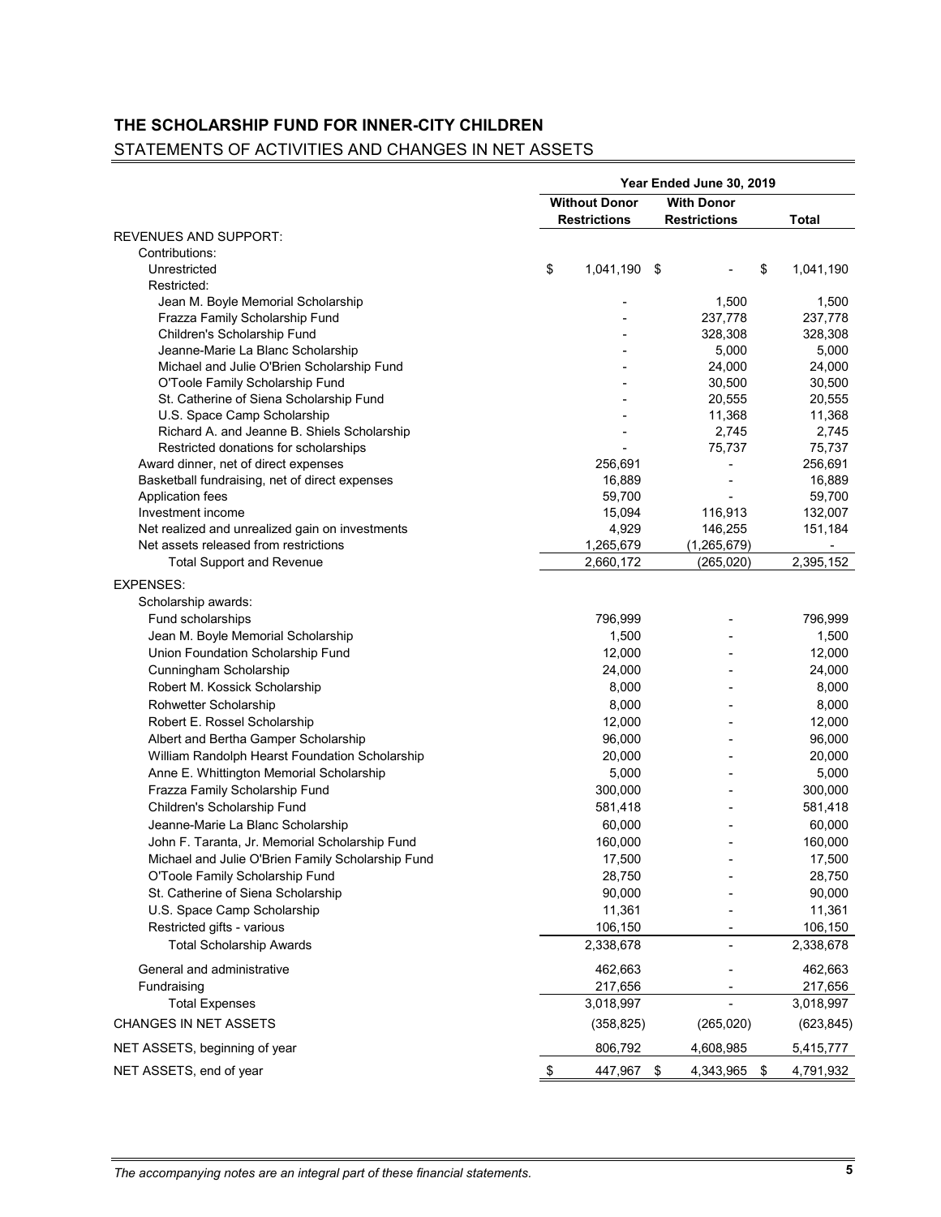# THE SCHOLARSHIP FUND FOR INNER-CITY CHILDREN

## STATEMENTS OF ACTIVITIES AND CHANGES IN NET ASSETS

| | Year Ended June 30, 2019 | | |
|---|---|---|---|
| | Without Donor Restrictions | With Donor Restrictions | Total |
| REVENUES AND SUPPORT: | | | |
| Contributions: | | | |
| Unrestricted | $ 1,041,190 | $ - | $ 1,041,190 |
| Restricted: | | | |
| Jean M. Boyle Memorial Scholarship | - | 1,500 | 1,500 |
| Frazza Family Scholarship Fund | - | 237,778 | 237,778 |
| Children's Scholarship Fund | - | 328,308 | 328,308 |
| Jeanne-Marie La Blanc Scholarship | - | 5,000 | 5,000 |
| Michael and Julie O'Brien Scholarship Fund | - | 24,000 | 24,000 |
| O'Toole Family Scholarship Fund | - | 30,500 | 30,500 |
| St. Catherine of Siena Scholarship Fund | - | 20,555 | 20,555 |
| U.S. Space Camp Scholarship | - | 11,368 | 11,368 |
| Richard A. and Jeanne B. Shiels Scholarship | - | 2,745 | 2,745 |
| Restricted donations for scholarships | - | 75,737 | 75,737 |
| Award dinner, net of direct expenses | 256,691 | - | 256,691 |
| Basketball fundraising, net of direct expenses | 16,889 | - | 16,889 |
| Application fees | 59,700 | - | 59,700 |
| Investment income | 15,094 | 116,913 | 132,007 |
| Net realized and unrealized gain on investments | 4,929 | 146,255 | 151,184 |
| Net assets released from restrictions | 1,265,679 | (1,265,679) | - |
| Total Support and Revenue | 2,660,172 | (265,020) | 2,395,152 |
| EXPENSES: | | | |
| Scholarship awards: | | | |
| Fund scholarships | 796,999 | - | 796,999 |
| Jean M. Boyle Memorial Scholarship | 1,500 | - | 1,500 |
| Union Foundation Scholarship Fund | 12,000 | - | 12,000 |
| Cunningham Scholarship | 24,000 | - | 24,000 |
| Robert M. Kossick Scholarship | 8,000 | - | 8,000 |
| Rohwetter Scholarship | 8,000 | - | 8,000 |
| Robert E. Rossel Scholarship | 12,000 | - | 12,000 |
| Albert and Bertha Gamper Scholarship | 96,000 | - | 96,000 |
| William Randolph Hearst Foundation Scholarship | 20,000 | - | 20,000 |
| Anne E. Whittington Memorial Scholarship | 5,000 | - | 5,000 |
| Frazza Family Scholarship Fund | 300,000 | - | 300,000 |
| Children's Scholarship Fund | 581,418 | - | 581,418 |
| Jeanne-Marie La Blanc Scholarship | 60,000 | - | 60,000 |
| John F. Taranta, Jr. Memorial Scholarship Fund | 160,000 | - | 160,000 |
| Michael and Julie O'Brien Family Scholarship Fund | 17,500 | - | 17,500 |
| O'Toole Family Scholarship Fund | 28,750 | - | 28,750 |
| St. Catherine of Siena Scholarship | 90,000 | - | 90,000 |
| U.S. Space Camp Scholarship | 11,361 | - | 11,361 |
| Restricted gifts - various | 106,150 | - | 106,150 |
| Total Scholarship Awards | 2,338,678 | - | 2,338,678 |
| General and administrative | 462,663 | - | 462,663 |
| Fundraising | 217,656 | - | 217,656 |
| Total Expenses | 3,018,997 | - | 3,018,997 |
| CHANGES IN NET ASSETS | (358,825) | (265,020) | (623,845) |
| NET ASSETS, beginning of year | 806,792 | 4,608,985 | 5,415,777 |
| NET ASSETS, end of year | $ 447,967 | $ 4,343,965 | $ 4,791,932 |

*The accompanying notes are an integral part of these financial statements.*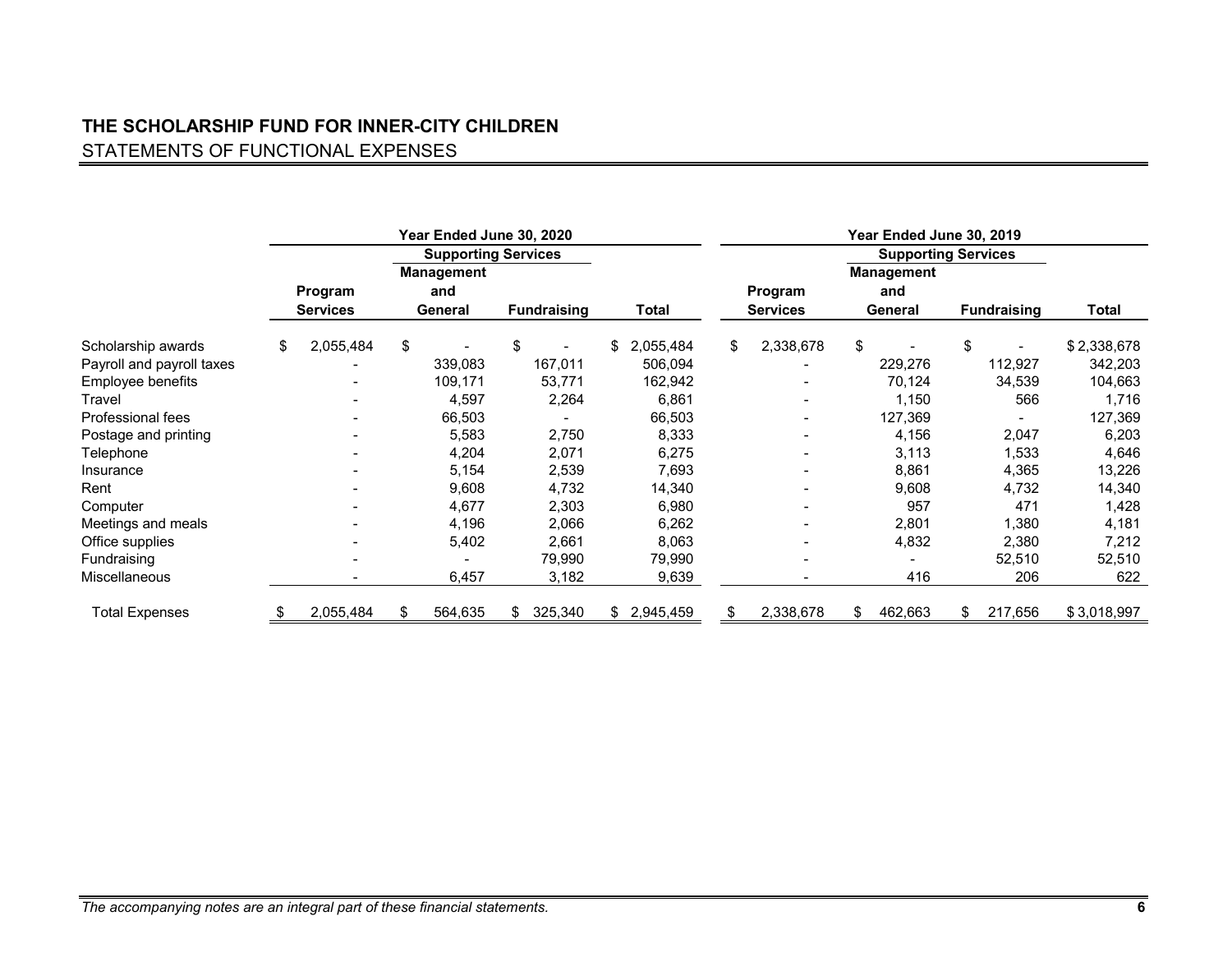# THE SCHOLARSHIP FUND FOR INNER-CITY CHILDREN

## STATEMENTS OF FUNCTIONAL EXPENSES

| | Year Ended June 30, 2020 | | | | Year Ended June 30, 2019 | | | |
|---|---|---|---|---|---|---|---|---|
| | | Supporting Services | | | | Supporting Services | | |
| | Program Services | Management and General | Fundraising | Total | Program Services | Management and General | Fundraising | Total |
| Scholarship awards | $ 2,055,484 | $ - | $ - | $ 2,055,484 | $ 2,338,678 | $ - | $ - | $ 2,338,678 |
| Payroll and payroll taxes | - | 339,083 | 167,011 | 506,094 | - | 229,276 | 112,927 | 342,203 |
| Employee benefits | - | 109,171 | 53,771 | 162,942 | - | 70,124 | 34,539 | 104,663 |
| Travel | - | 4,597 | 2,264 | 6,861 | - | 1,150 | 566 | 1,716 |
| Professional fees | - | 66,503 | - | 66,503 | - | 127,369 | - | 127,369 |
| Postage and printing | - | 5,583 | 2,750 | 8,333 | - | 4,156 | 2,047 | 6,203 |
| Telephone | - | 4,204 | 2,071 | 6,275 | - | 3,113 | 1,533 | 4,646 |
| Insurance | - | 5,154 | 2,539 | 7,693 | - | 8,861 | 4,365 | 13,226 |
| Rent | - | 9,608 | 4,732 | 14,340 | - | 9,608 | 4,732 | 14,340 |
| Computer | - | 4,677 | 2,303 | 6,980 | - | 957 | 471 | 1,428 |
| Meetings and meals | - | 4,196 | 2,066 | 6,262 | - | 2,801 | 1,380 | 4,181 |
| Office supplies | - | 5,402 | 2,661 | 8,063 | - | 4,832 | 2,380 | 7,212 |
| Fundraising | - | - | 79,990 | 79,990 | - | - | 52,510 | 52,510 |
| Miscellaneous | - | 6,457 | 3,182 | 9,639 | - | 416 | 206 | 622 |
| Total Expenses | $ 2,055,484 | $ 564,635 | $ 325,340 | $ 2,945,459 | $ 2,338,678 | $ 462,663 | $ 217,656 | $ 3,018,997 |

*The accompanying notes are an integral part of these financial statements.*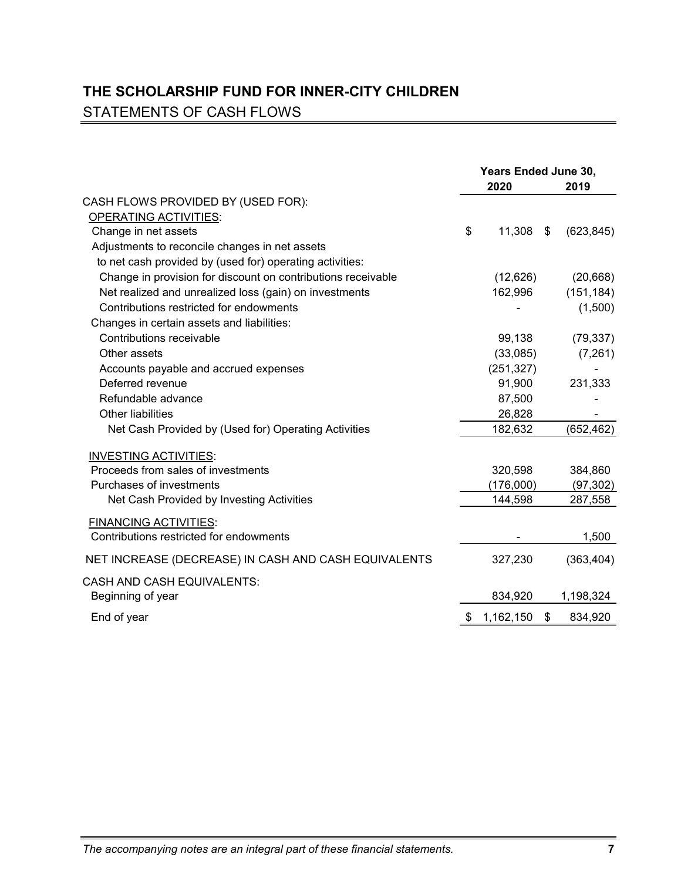# THE SCHOLARSHIP FUND FOR INNER-CITY CHILDREN

## STATEMENTS OF CASH FLOWS

| | Years Ended June 30, | |
|---|---|---|
| | **2020** | **2019** |
| CASH FLOWS PROVIDED BY (USED FOR): | | |
| OPERATING ACTIVITIES: | | |
| Change in net assets | $ 11,308 | $ (623,845) |
| Adjustments to reconcile changes in net assets to net cash provided by (used for) operating activities: | | |
| Change in provision for discount on contributions receivable | (12,626) | (20,668) |
| Net realized and unrealized loss (gain) on investments | 162,996 | (151,184) |
| Contributions restricted for endowments | - | (1,500) |
| Changes in certain assets and liabilities: | | |
| Contributions receivable | 99,138 | (79,337) |
| Other assets | (33,085) | (7,261) |
| Accounts payable and accrued expenses | (251,327) | - |
| Deferred revenue | 91,900 | 231,333 |
| Refundable advance | 87,500 | - |
| Other liabilities | 26,828 | - |
| Net Cash Provided by (Used for) Operating Activities | 182,632 | (652,462) |
| INVESTING ACTIVITIES: | | |
| Proceeds from sales of investments | 320,598 | 384,860 |
| Purchases of investments | (176,000) | (97,302) |
| Net Cash Provided by Investing Activities | 144,598 | 287,558 |
| FINANCING ACTIVITIES: | | |
| Contributions restricted for endowments | - | 1,500 |
| NET INCREASE (DECREASE) IN CASH AND CASH EQUIVALENTS | 327,230 | (363,404) |
| CASH AND CASH EQUIVALENTS: | | |
| Beginning of year | 834,920 | 1,198,324 |
| End of year | $ 1,162,150 | $ 834,920 |

*The accompanying notes are an integral part of these financial statements.*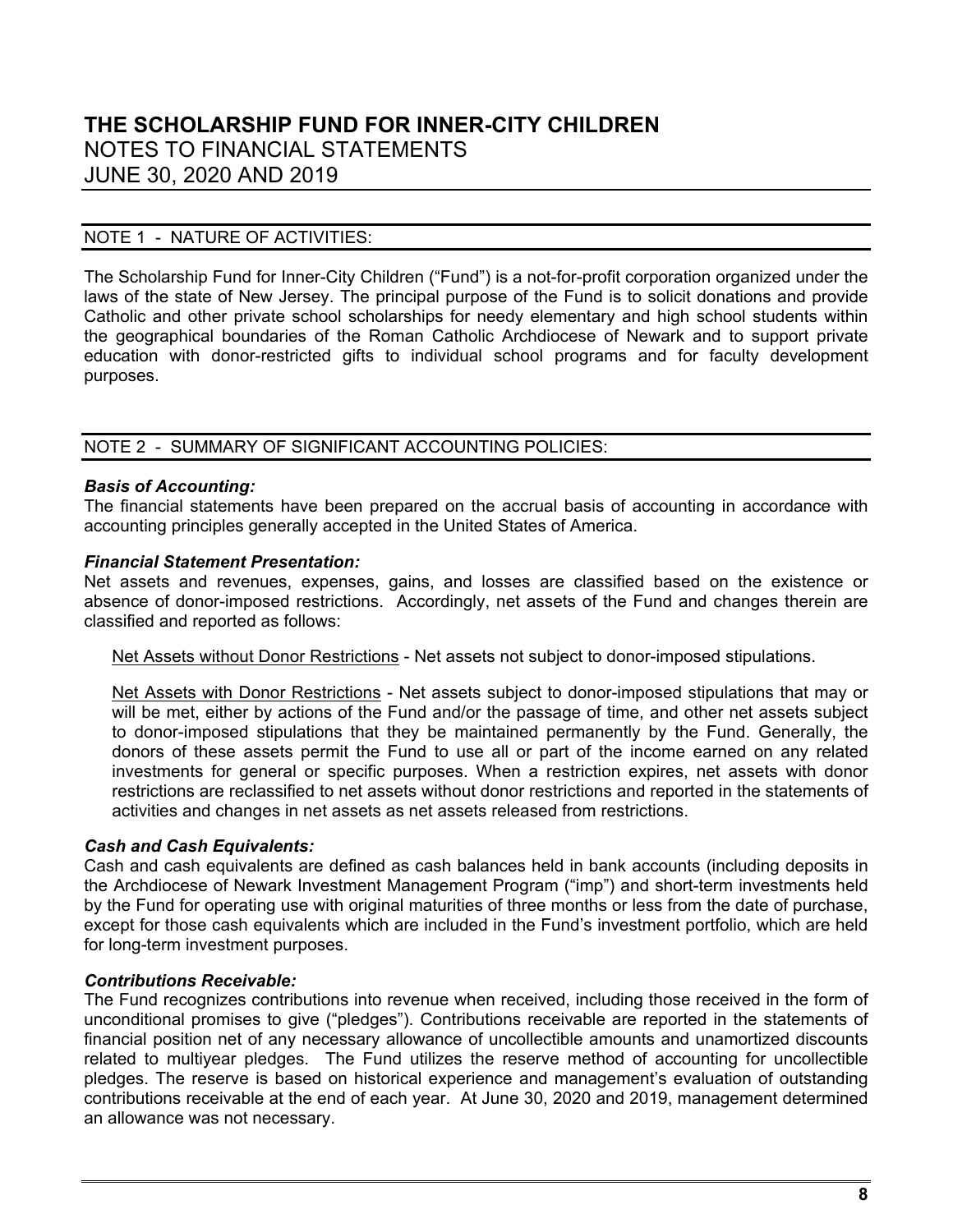# THE SCHOLARSHIP FUND FOR INNER-CITY CHILDREN
## NOTES TO FINANCIAL STATEMENTS
## JUNE 30, 2020 AND 2019

### NOTE 1 - NATURE OF ACTIVITIES:

The Scholarship Fund for Inner-City Children ("Fund") is a not-for-profit corporation organized under the laws of the state of New Jersey. The principal purpose of the Fund is to solicit donations and provide Catholic and other private school scholarships for needy elementary and high school students within the geographical boundaries of the Roman Catholic Archdiocese of Newark and to support private education with donor-restricted gifts to individual school programs and for faculty development purposes.

### NOTE 2 - SUMMARY OF SIGNIFICANT ACCOUNTING POLICIES:

***Basis of Accounting:***
The financial statements have been prepared on the accrual basis of accounting in accordance with accounting principles generally accepted in the United States of America.

***Financial Statement Presentation:***
Net assets and revenues, expenses, gains, and losses are classified based on the existence or absence of donor-imposed restrictions. Accordingly, net assets of the Fund and changes therein are classified and reported as follows:

Net Assets without Donor Restrictions - Net assets not subject to donor-imposed stipulations.

Net Assets with Donor Restrictions - Net assets subject to donor-imposed stipulations that may or will be met, either by actions of the Fund and/or the passage of time, and other net assets subject to donor-imposed stipulations that they be maintained permanently by the Fund. Generally, the donors of these assets permit the Fund to use all or part of the income earned on any related investments for general or specific purposes. When a restriction expires, net assets with donor restrictions are reclassified to net assets without donor restrictions and reported in the statements of activities and changes in net assets as net assets released from restrictions.

***Cash and Cash Equivalents:***
Cash and cash equivalents are defined as cash balances held in bank accounts (including deposits in the Archdiocese of Newark Investment Management Program ("imp") and short-term investments held by the Fund for operating use with original maturities of three months or less from the date of purchase, except for those cash equivalents which are included in the Fund's investment portfolio, which are held for long-term investment purposes.

***Contributions Receivable:***
The Fund recognizes contributions into revenue when received, including those received in the form of unconditional promises to give ("pledges"). Contributions receivable are reported in the statements of financial position net of any necessary allowance of uncollectible amounts and unamortized discounts related to multiyear pledges. The Fund utilizes the reserve method of accounting for uncollectible pledges. The reserve is based on historical experience and management's evaluation of outstanding contributions receivable at the end of each year. At June 30, 2020 and 2019, management determined an allowance was not necessary.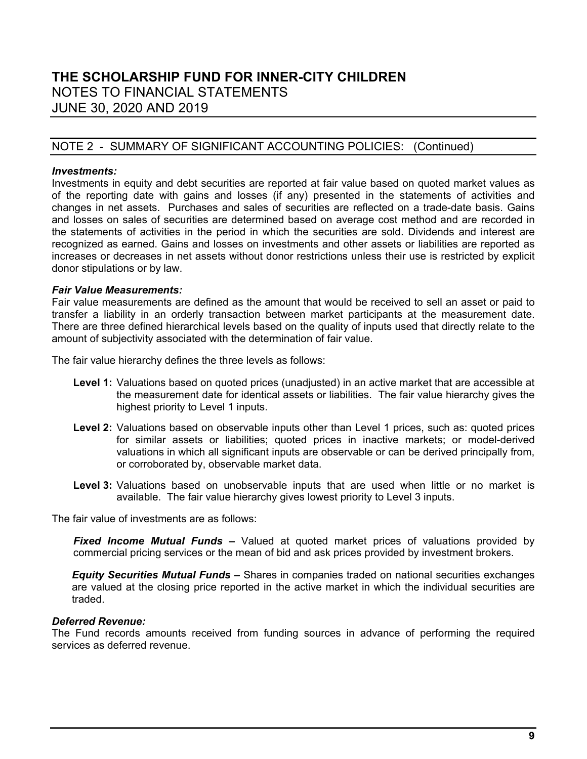# THE SCHOLARSHIP FUND FOR INNER-CITY CHILDREN

NOTES TO FINANCIAL STATEMENTS
JUNE 30, 2020 AND 2019

## NOTE 2 - SUMMARY OF SIGNIFICANT ACCOUNTING POLICIES: (Continued)

***Investments:***
Investments in equity and debt securities are reported at fair value based on quoted market values as of the reporting date with gains and losses (if any) presented in the statements of activities and changes in net assets. Purchases and sales of securities are reflected on a trade-date basis. Gains and losses on sales of securities are determined based on average cost method and are recorded in the statements of activities in the period in which the securities are sold. Dividends and interest are recognized as earned. Gains and losses on investments and other assets or liabilities are reported as increases or decreases in net assets without donor restrictions unless their use is restricted by explicit donor stipulations or by law.

***Fair Value Measurements:***
Fair value measurements are defined as the amount that would be received to sell an asset or paid to transfer a liability in an orderly transaction between market participants at the measurement date. There are three defined hierarchical levels based on the quality of inputs used that directly relate to the amount of subjectivity associated with the determination of fair value.

The fair value hierarchy defines the three levels as follows:

**Level 1:** Valuations based on quoted prices (unadjusted) in an active market that are accessible at the measurement date for identical assets or liabilities. The fair value hierarchy gives the highest priority to Level 1 inputs.

**Level 2:** Valuations based on observable inputs other than Level 1 prices, such as: quoted prices for similar assets or liabilities; quoted prices in inactive markets; or model-derived valuations in which all significant inputs are observable or can be derived principally from, or corroborated by, observable market data.

**Level 3:** Valuations based on unobservable inputs that are used when little or no market is available. The fair value hierarchy gives lowest priority to Level 3 inputs.

The fair value of investments are as follows:

***Fixed Income Mutual Funds –*** Valued at quoted market prices of valuations provided by commercial pricing services or the mean of bid and ask prices provided by investment brokers.

***Equity Securities Mutual Funds –*** Shares in companies traded on national securities exchanges are valued at the closing price reported in the active market in which the individual securities are traded.

***Deferred Revenue:***
The Fund records amounts received from funding sources in advance of performing the required services as deferred revenue.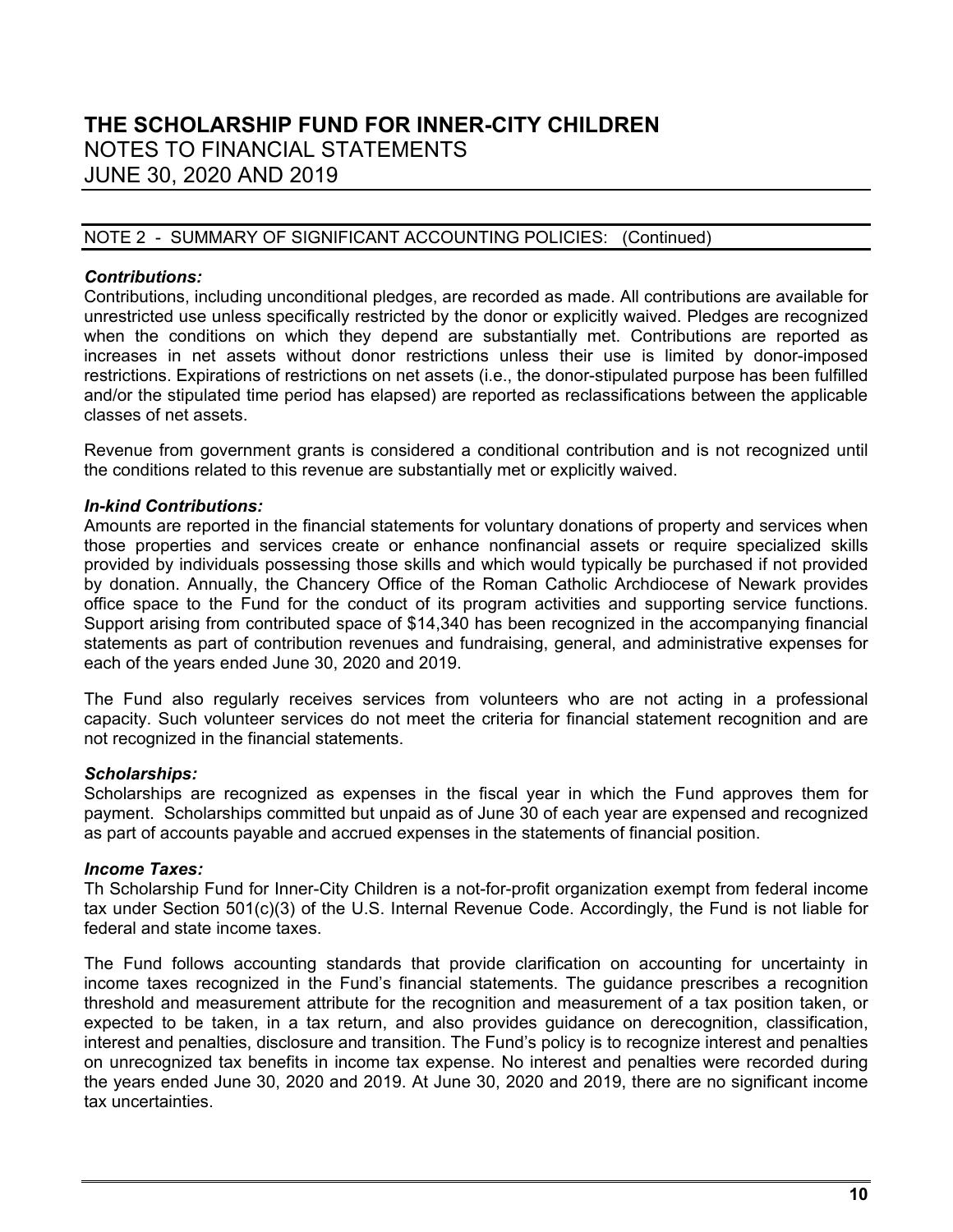# THE SCHOLARSHIP FUND FOR INNER-CITY CHILDREN
## NOTES TO FINANCIAL STATEMENTS
## JUNE 30, 2020 AND 2019

NOTE 2 - SUMMARY OF SIGNIFICANT ACCOUNTING POLICIES: (Continued)

***Contributions:***
Contributions, including unconditional pledges, are recorded as made. All contributions are available for unrestricted use unless specifically restricted by the donor or explicitly waived. Pledges are recognized when the conditions on which they depend are substantially met. Contributions are reported as increases in net assets without donor restrictions unless their use is limited by donor-imposed restrictions. Expirations of restrictions on net assets (i.e., the donor-stipulated purpose has been fulfilled and/or the stipulated time period has elapsed) are reported as reclassifications between the applicable classes of net assets.

Revenue from government grants is considered a conditional contribution and is not recognized until the conditions related to this revenue are substantially met or explicitly waived.

***In-kind Contributions:***
Amounts are reported in the financial statements for voluntary donations of property and services when those properties and services create or enhance nonfinancial assets or require specialized skills provided by individuals possessing those skills and which would typically be purchased if not provided by donation. Annually, the Chancery Office of the Roman Catholic Archdiocese of Newark provides office space to the Fund for the conduct of its program activities and supporting service functions. Support arising from contributed space of $14,340 has been recognized in the accompanying financial statements as part of contribution revenues and fundraising, general, and administrative expenses for each of the years ended June 30, 2020 and 2019.

The Fund also regularly receives services from volunteers who are not acting in a professional capacity. Such volunteer services do not meet the criteria for financial statement recognition and are not recognized in the financial statements.

***Scholarships:***
Scholarships are recognized as expenses in the fiscal year in which the Fund approves them for payment. Scholarships committed but unpaid as of June 30 of each year are expensed and recognized as part of accounts payable and accrued expenses in the statements of financial position.

***Income Taxes:***
Th Scholarship Fund for Inner-City Children is a not-for-profit organization exempt from federal income tax under Section 501(c)(3) of the U.S. Internal Revenue Code. Accordingly, the Fund is not liable for federal and state income taxes.

The Fund follows accounting standards that provide clarification on accounting for uncertainty in income taxes recognized in the Fund's financial statements. The guidance prescribes a recognition threshold and measurement attribute for the recognition and measurement of a tax position taken, or expected to be taken, in a tax return, and also provides guidance on derecognition, classification, interest and penalties, disclosure and transition. The Fund's policy is to recognize interest and penalties on unrecognized tax benefits in income tax expense. No interest and penalties were recorded during the years ended June 30, 2020 and 2019. At June 30, 2020 and 2019, there are no significant income tax uncertainties.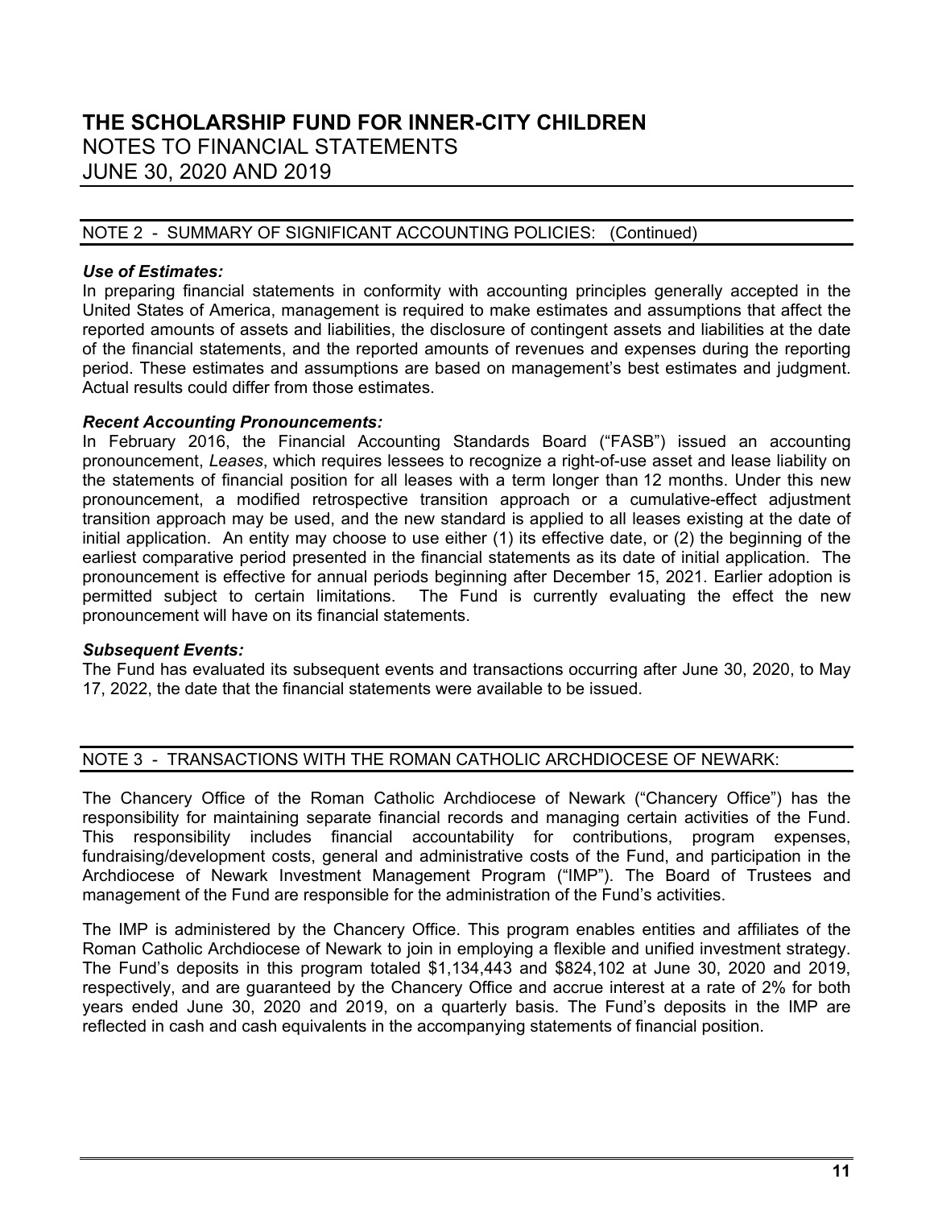# THE SCHOLARSHIP FUND FOR INNER-CITY CHILDREN
## NOTES TO FINANCIAL STATEMENTS
## JUNE 30, 2020 AND 2019

## NOTE 2 - SUMMARY OF SIGNIFICANT ACCOUNTING POLICIES: (Continued)

***Use of Estimates:***
In preparing financial statements in conformity with accounting principles generally accepted in the United States of America, management is required to make estimates and assumptions that affect the reported amounts of assets and liabilities, the disclosure of contingent assets and liabilities at the date of the financial statements, and the reported amounts of revenues and expenses during the reporting period. These estimates and assumptions are based on management's best estimates and judgment. Actual results could differ from those estimates.

***Recent Accounting Pronouncements:***
In February 2016, the Financial Accounting Standards Board ("FASB") issued an accounting pronouncement, *Leases*, which requires lessees to recognize a right-of-use asset and lease liability on the statements of financial position for all leases with a term longer than 12 months. Under this new pronouncement, a modified retrospective transition approach or a cumulative-effect adjustment transition approach may be used, and the new standard is applied to all leases existing at the date of initial application. An entity may choose to use either (1) its effective date, or (2) the beginning of the earliest comparative period presented in the financial statements as its date of initial application. The pronouncement is effective for annual periods beginning after December 15, 2021. Earlier adoption is permitted subject to certain limitations. The Fund is currently evaluating the effect the new pronouncement will have on its financial statements.

***Subsequent Events:***
The Fund has evaluated its subsequent events and transactions occurring after June 30, 2020, to May 17, 2022, the date that the financial statements were available to be issued.

## NOTE 3 - TRANSACTIONS WITH THE ROMAN CATHOLIC ARCHDIOCESE OF NEWARK:

The Chancery Office of the Roman Catholic Archdiocese of Newark ("Chancery Office") has the responsibility for maintaining separate financial records and managing certain activities of the Fund. This responsibility includes financial accountability for contributions, program expenses, fundraising/development costs, general and administrative costs of the Fund, and participation in the Archdiocese of Newark Investment Management Program ("IMP"). The Board of Trustees and management of the Fund are responsible for the administration of the Fund's activities.

The IMP is administered by the Chancery Office. This program enables entities and affiliates of the Roman Catholic Archdiocese of Newark to join in employing a flexible and unified investment strategy. The Fund's deposits in this program totaled $1,134,443 and $824,102 at June 30, 2020 and 2019, respectively, and are guaranteed by the Chancery Office and accrue interest at a rate of 2% for both years ended June 30, 2020 and 2019, on a quarterly basis. The Fund's deposits in the IMP are reflected in cash and cash equivalents in the accompanying statements of financial position.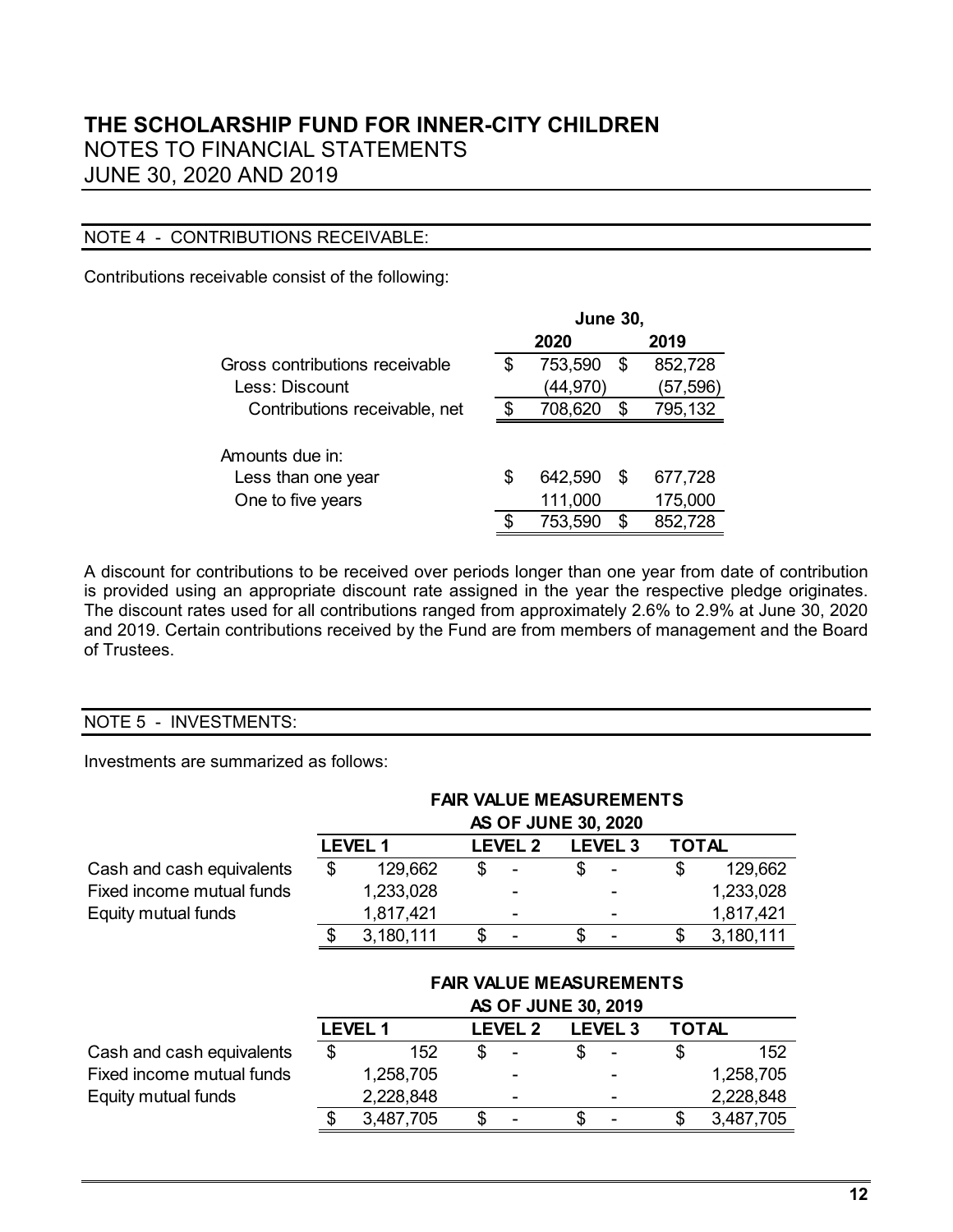# THE SCHOLARSHIP FUND FOR INNER-CITY CHILDREN
## NOTES TO FINANCIAL STATEMENTS
## JUNE 30, 2020 AND 2019

### NOTE 4 - CONTRIBUTIONS RECEIVABLE:

Contributions receivable consist of the following:

| | June 30, 2020 | June 30, 2019 |
|---|---|---|
| Gross contributions receivable | $ 753,590 | $ 852,728 |
| Less: Discount | (44,970) | (57,596) |
| Contributions receivable, net | $ 708,620 | $ 795,132 |
| | | |
| Amounts due in: | | |
| Less than one year | $ 642,590 | $ 677,728 |
| One to five years | 111,000 | 175,000 |
| | $ 753,590 | $ 852,728 |

A discount for contributions to be received over periods longer than one year from date of contribution is provided using an appropriate discount rate assigned in the year the respective pledge originates. The discount rates used for all contributions ranged from approximately 2.6% to 2.9% at June 30, 2020 and 2019. Certain contributions received by the Fund are from members of management and the Board of Trustees.

### NOTE 5 - INVESTMENTS:

Investments are summarized as follows:

**FAIR VALUE MEASUREMENTS AS OF JUNE 30, 2020**

| | LEVEL 1 | LEVEL 2 | LEVEL 3 | TOTAL |
|---|---|---|---|---|
| Cash and cash equivalents | $ 129,662 | $ - | $ - | $ 129,662 |
| Fixed income mutual funds | 1,233,028 | - | - | 1,233,028 |
| Equity mutual funds | 1,817,421 | - | - | 1,817,421 |
| | $ 3,180,111 | $ - | $ - | $ 3,180,111 |

**FAIR VALUE MEASUREMENTS AS OF JUNE 30, 2019**

| | LEVEL 1 | LEVEL 2 | LEVEL 3 | TOTAL |
|---|---|---|---|---|
| Cash and cash equivalents | $ 152 | $ - | $ - | $ 152 |
| Fixed income mutual funds | 1,258,705 | - | - | 1,258,705 |
| Equity mutual funds | 2,228,848 | - | - | 2,228,848 |
| | $ 3,487,705 | $ - | $ - | $ 3,487,705 |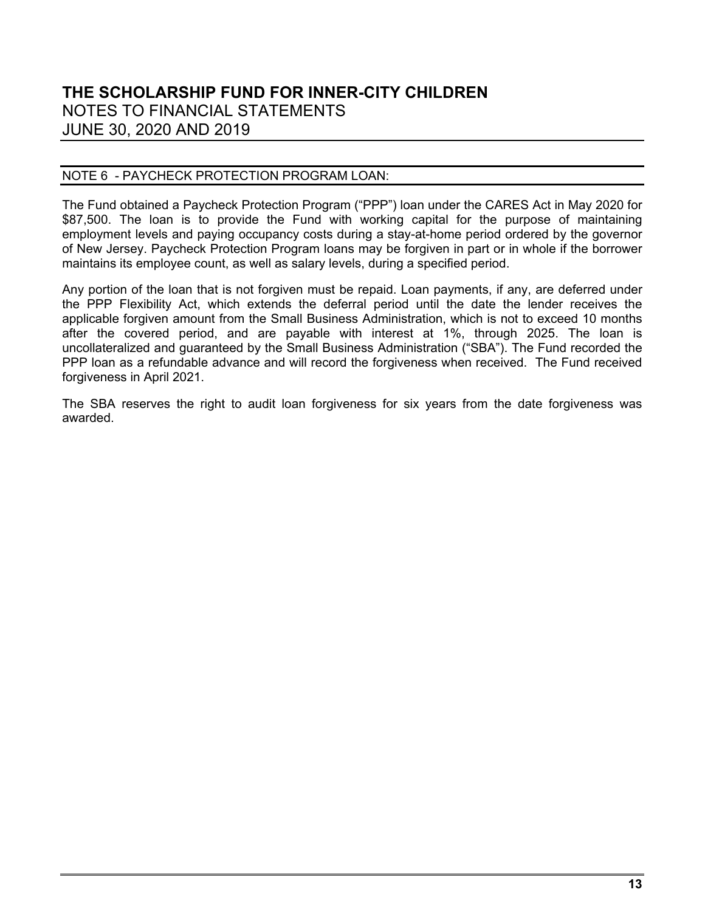# THE SCHOLARSHIP FUND FOR INNER-CITY CHILDREN
## NOTES TO FINANCIAL STATEMENTS
## JUNE 30, 2020 AND 2019

### NOTE 6 - PAYCHECK PROTECTION PROGRAM LOAN:

The Fund obtained a Paycheck Protection Program ("PPP") loan under the CARES Act in May 2020 for $87,500. The loan is to provide the Fund with working capital for the purpose of maintaining employment levels and paying occupancy costs during a stay-at-home period ordered by the governor of New Jersey. Paycheck Protection Program loans may be forgiven in part or in whole if the borrower maintains its employee count, as well as salary levels, during a specified period.

Any portion of the loan that is not forgiven must be repaid. Loan payments, if any, are deferred under the PPP Flexibility Act, which extends the deferral period until the date the lender receives the applicable forgiven amount from the Small Business Administration, which is not to exceed 10 months after the covered period, and are payable with interest at 1%, through 2025. The loan is uncollateralized and guaranteed by the Small Business Administration ("SBA"). The Fund recorded the PPP loan as a refundable advance and will record the forgiveness when received. The Fund received forgiveness in April 2021.

The SBA reserves the right to audit loan forgiveness for six years from the date forgiveness was awarded.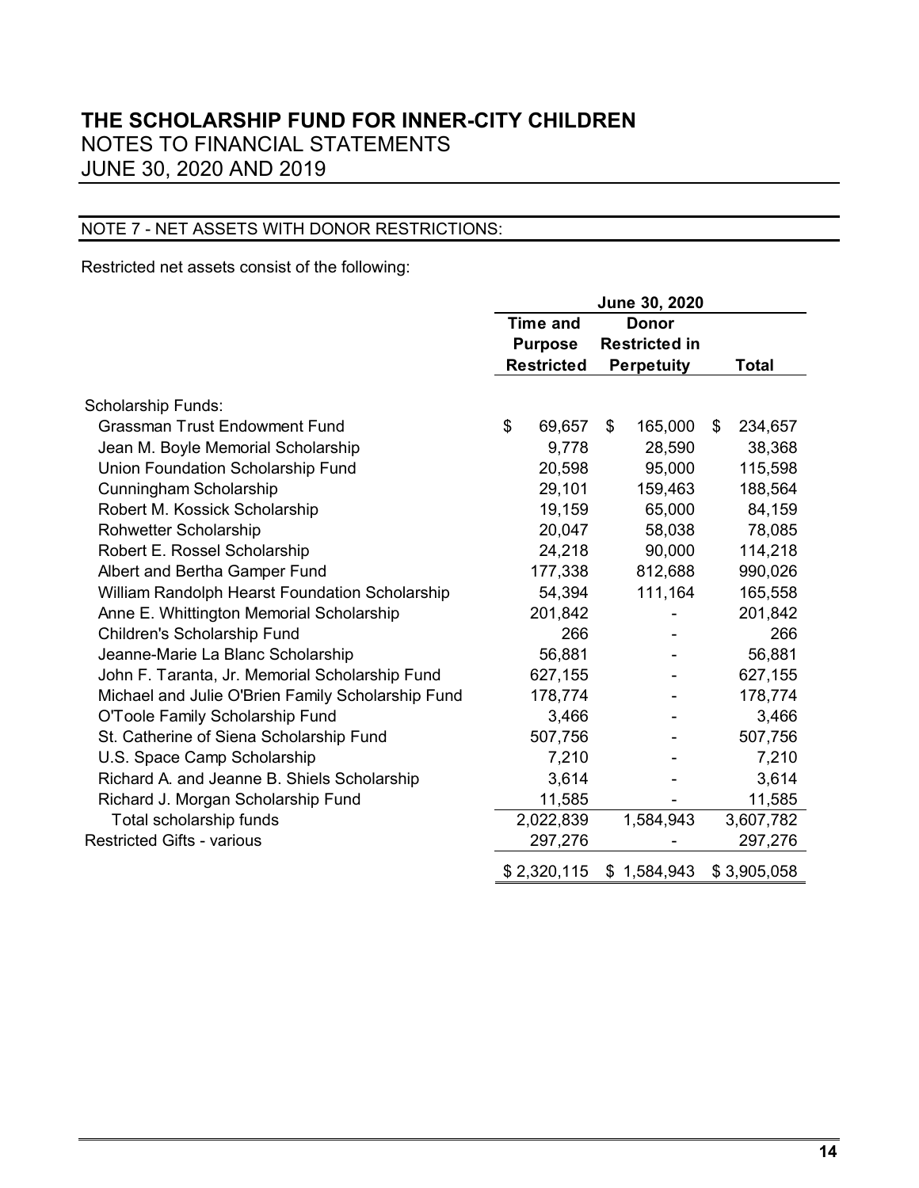# THE SCHOLARSHIP FUND FOR INNER-CITY CHILDREN
## NOTES TO FINANCIAL STATEMENTS
## JUNE 30, 2020 AND 2019

### NOTE 7 - NET ASSETS WITH DONOR RESTRICTIONS:

Restricted net assets consist of the following:

| | June 30, 2020 | | |
|---|---|---|---|
| | Time and Purpose Restricted | Donor Restricted in Perpetuity | Total |
| Scholarship Funds: | | | |
| Grassman Trust Endowment Fund | $ 69,657 | $ 165,000 | $ 234,657 |
| Jean M. Boyle Memorial Scholarship | 9,778 | 28,590 | 38,368 |
| Union Foundation Scholarship Fund | 20,598 | 95,000 | 115,598 |
| Cunningham Scholarship | 29,101 | 159,463 | 188,564 |
| Robert M. Kossick Scholarship | 19,159 | 65,000 | 84,159 |
| Rohwetter Scholarship | 20,047 | 58,038 | 78,085 |
| Robert E. Rossel Scholarship | 24,218 | 90,000 | 114,218 |
| Albert and Bertha Gamper Fund | 177,338 | 812,688 | 990,026 |
| William Randolph Hearst Foundation Scholarship | 54,394 | 111,164 | 165,558 |
| Anne E. Whittington Memorial Scholarship | 201,842 | - | 201,842 |
| Children's Scholarship Fund | 266 | - | 266 |
| Jeanne-Marie La Blanc Scholarship | 56,881 | - | 56,881 |
| John F. Taranta, Jr. Memorial Scholarship Fund | 627,155 | - | 627,155 |
| Michael and Julie O'Brien Family Scholarship Fund | 178,774 | - | 178,774 |
| O'Toole Family Scholarship Fund | 3,466 | - | 3,466 |
| St. Catherine of Siena Scholarship Fund | 507,756 | - | 507,756 |
| U.S. Space Camp Scholarship | 7,210 | - | 7,210 |
| Richard A. and Jeanne B. Shiels Scholarship | 3,614 | - | 3,614 |
| Richard J. Morgan Scholarship Fund | 11,585 | - | 11,585 |
| Total scholarship funds | 2,022,839 | 1,584,943 | 3,607,782 |
| Restricted Gifts - various | 297,276 | - | 297,276 |
| | $ 2,320,115 | $ 1,584,943 | $ 3,905,058 |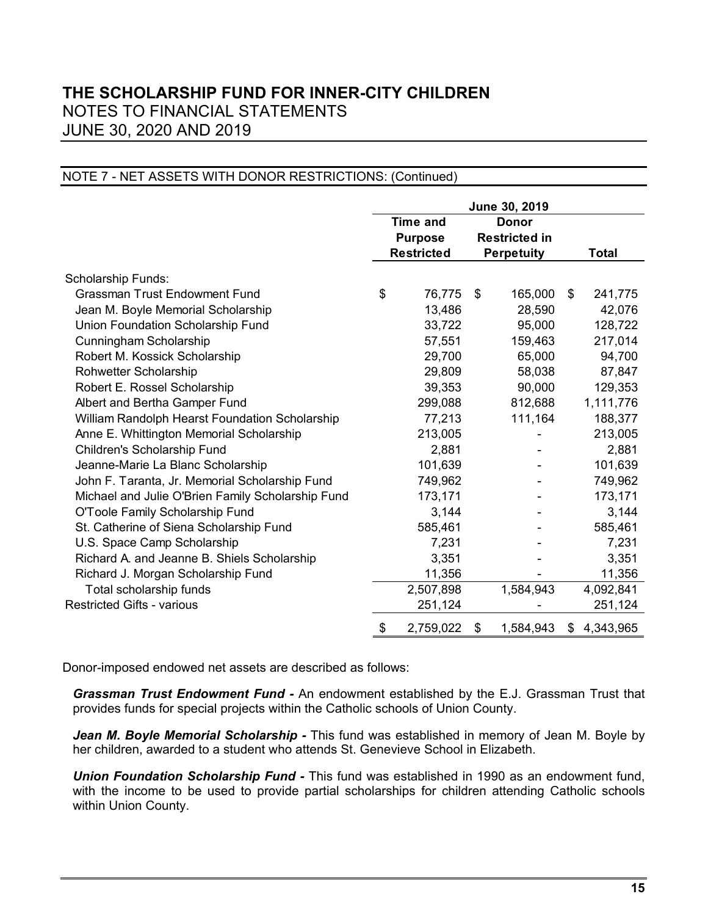# THE SCHOLARSHIP FUND FOR INNER-CITY CHILDREN
## NOTES TO FINANCIAL STATEMENTS
## JUNE 30, 2020 AND 2019

### NOTE 7 - NET ASSETS WITH DONOR RESTRICTIONS: (Continued)

| | June 30, 2019 | | |
|---|---|---|---|
| | Time and Purpose Restricted | Donor Restricted in Perpetuity | Total |
| Scholarship Funds: | | | |
| Grassman Trust Endowment Fund | $ 76,775 | $ 165,000 | $ 241,775 |
| Jean M. Boyle Memorial Scholarship | 13,486 | 28,590 | 42,076 |
| Union Foundation Scholarship Fund | 33,722 | 95,000 | 128,722 |
| Cunningham Scholarship | 57,551 | 159,463 | 217,014 |
| Robert M. Kossick Scholarship | 29,700 | 65,000 | 94,700 |
| Rohwetter Scholarship | 29,809 | 58,038 | 87,847 |
| Robert E. Rossel Scholarship | 39,353 | 90,000 | 129,353 |
| Albert and Bertha Gamper Fund | 299,088 | 812,688 | 1,111,776 |
| William Randolph Hearst Foundation Scholarship | 77,213 | 111,164 | 188,377 |
| Anne E. Whittington Memorial Scholarship | 213,005 | - | 213,005 |
| Children's Scholarship Fund | 2,881 | - | 2,881 |
| Jeanne-Marie La Blanc Scholarship | 101,639 | - | 101,639 |
| John F. Taranta, Jr. Memorial Scholarship Fund | 749,962 | - | 749,962 |
| Michael and Julie O'Brien Family Scholarship Fund | 173,171 | - | 173,171 |
| O'Toole Family Scholarship Fund | 3,144 | - | 3,144 |
| St. Catherine of Siena Scholarship Fund | 585,461 | - | 585,461 |
| U.S. Space Camp Scholarship | 7,231 | - | 7,231 |
| Richard A. and Jeanne B. Shiels Scholarship | 3,351 | - | 3,351 |
| Richard J. Morgan Scholarship Fund | 11,356 | - | 11,356 |
| Total scholarship funds | 2,507,898 | 1,584,943 | 4,092,841 |
| Restricted Gifts - various | 251,124 | - | 251,124 |
| | $ 2,759,022 | $ 1,584,943 | $ 4,343,965 |

Donor-imposed endowed net assets are described as follows:

***Grassman Trust Endowment Fund -*** An endowment established by the E.J. Grassman Trust that provides funds for special projects within the Catholic schools of Union County.

***Jean M. Boyle Memorial Scholarship -*** This fund was established in memory of Jean M. Boyle by her children, awarded to a student who attends St. Genevieve School in Elizabeth.

***Union Foundation Scholarship Fund -*** This fund was established in 1990 as an endowment fund, with the income to be used to provide partial scholarships for children attending Catholic schools within Union County.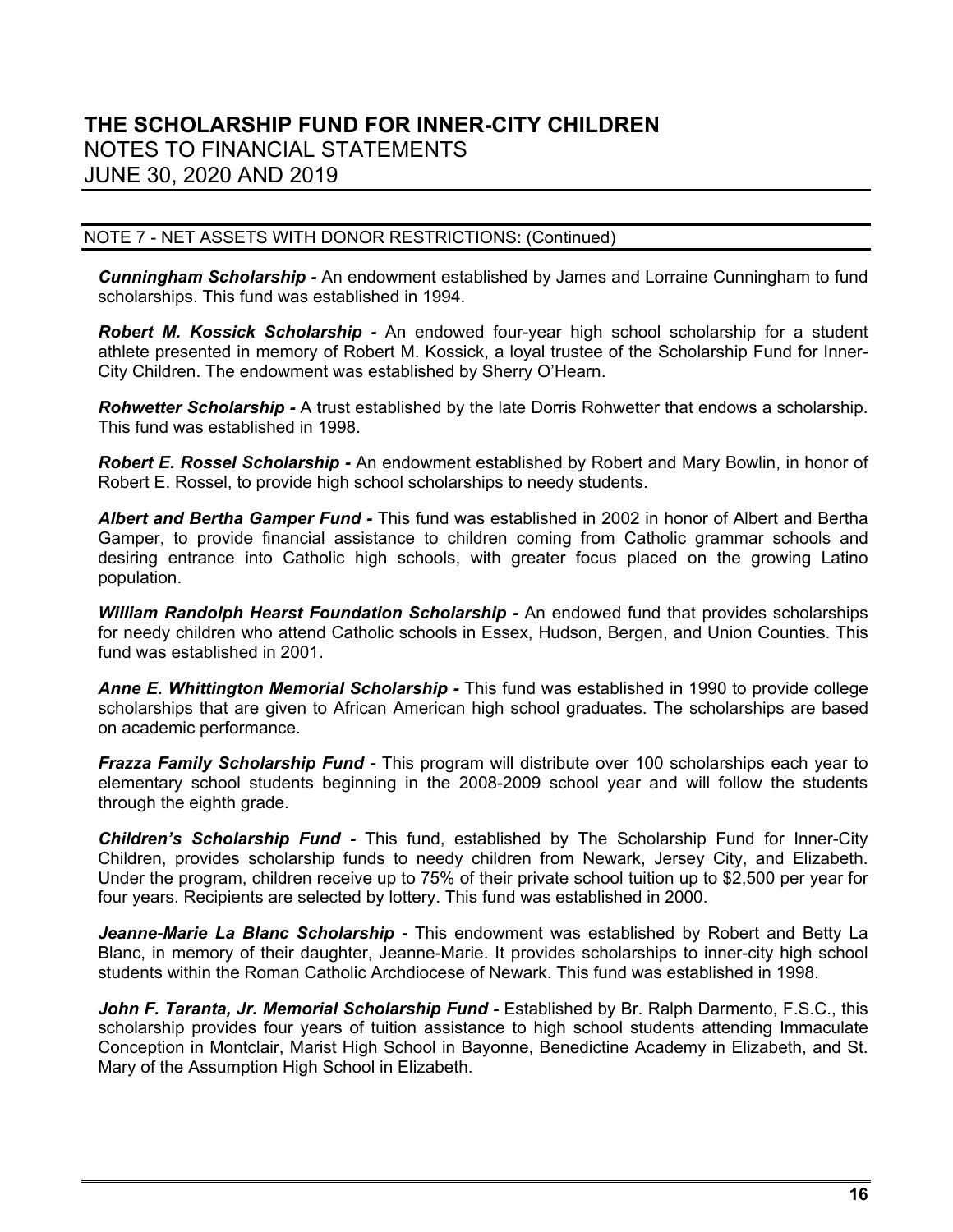# THE SCHOLARSHIP FUND FOR INNER-CITY CHILDREN
NOTES TO FINANCIAL STATEMENTS
JUNE 30, 2020 AND 2019

## NOTE 7 - NET ASSETS WITH DONOR RESTRICTIONS: (Continued)

***Cunningham Scholarship -*** An endowment established by James and Lorraine Cunningham to fund scholarships. This fund was established in 1994.

***Robert M. Kossick Scholarship -*** An endowed four-year high school scholarship for a student athlete presented in memory of Robert M. Kossick, a loyal trustee of the Scholarship Fund for Inner-City Children. The endowment was established by Sherry O'Hearn.

***Rohwetter Scholarship -*** A trust established by the late Dorris Rohwetter that endows a scholarship. This fund was established in 1998.

***Robert E. Rossel Scholarship -*** An endowment established by Robert and Mary Bowlin, in honor of Robert E. Rossel, to provide high school scholarships to needy students.

***Albert and Bertha Gamper Fund -*** This fund was established in 2002 in honor of Albert and Bertha Gamper, to provide financial assistance to children coming from Catholic grammar schools and desiring entrance into Catholic high schools, with greater focus placed on the growing Latino population.

***William Randolph Hearst Foundation Scholarship -*** An endowed fund that provides scholarships for needy children who attend Catholic schools in Essex, Hudson, Bergen, and Union Counties. This fund was established in 2001.

***Anne E. Whittington Memorial Scholarship -*** This fund was established in 1990 to provide college scholarships that are given to African American high school graduates. The scholarships are based on academic performance.

***Frazza Family Scholarship Fund -*** This program will distribute over 100 scholarships each year to elementary school students beginning in the 2008-2009 school year and will follow the students through the eighth grade.

***Children's Scholarship Fund -*** This fund, established by The Scholarship Fund for Inner-City Children, provides scholarship funds to needy children from Newark, Jersey City, and Elizabeth. Under the program, children receive up to 75% of their private school tuition up to $2,500 per year for four years. Recipients are selected by lottery. This fund was established in 2000.

***Jeanne-Marie La Blanc Scholarship -*** This endowment was established by Robert and Betty La Blanc, in memory of their daughter, Jeanne-Marie. It provides scholarships to inner-city high school students within the Roman Catholic Archdiocese of Newark. This fund was established in 1998.

***John F. Taranta, Jr. Memorial Scholarship Fund -*** Established by Br. Ralph Darmento, F.S.C., this scholarship provides four years of tuition assistance to high school students attending Immaculate Conception in Montclair, Marist High School in Bayonne, Benedictine Academy in Elizabeth, and St. Mary of the Assumption High School in Elizabeth.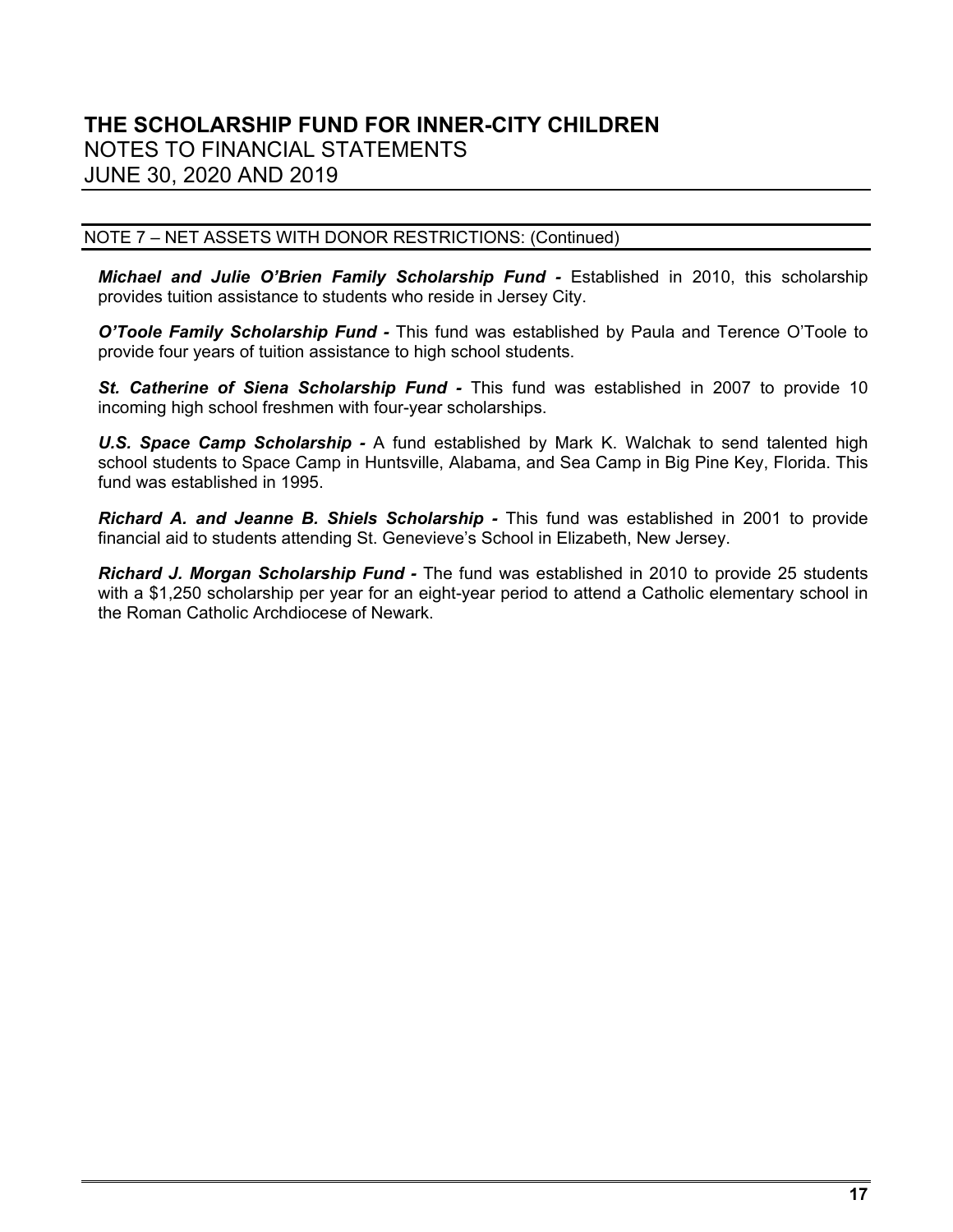NOTE 7 – NET ASSETS WITH DONOR RESTRICTIONS: (Continued)

***Michael and Julie O'Brien Family Scholarship Fund -*** Established in 2010, this scholarship provides tuition assistance to students who reside in Jersey City.

***O'Toole Family Scholarship Fund -*** This fund was established by Paula and Terence O'Toole to provide four years of tuition assistance to high school students.

***St. Catherine of Siena Scholarship Fund -*** This fund was established in 2007 to provide 10 incoming high school freshmen with four-year scholarships.

***U.S. Space Camp Scholarship -*** A fund established by Mark K. Walchak to send talented high school students to Space Camp in Huntsville, Alabama, and Sea Camp in Big Pine Key, Florida. This fund was established in 1995.

***Richard A. and Jeanne B. Shiels Scholarship -*** This fund was established in 2001 to provide financial aid to students attending St. Genevieve's School in Elizabeth, New Jersey.

***Richard J. Morgan Scholarship Fund -*** The fund was established in 2010 to provide 25 students with a $1,250 scholarship per year for an eight-year period to attend a Catholic elementary school in the Roman Catholic Archdiocese of Newark.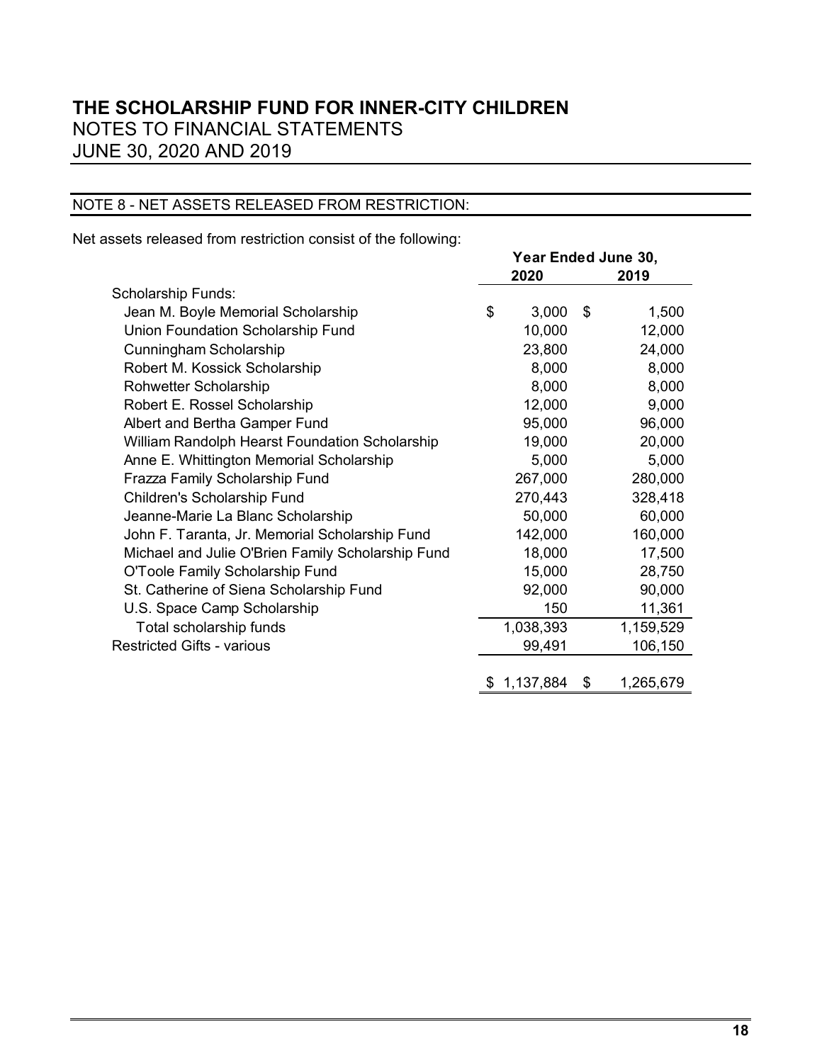# THE SCHOLARSHIP FUND FOR INNER-CITY CHILDREN
## NOTES TO FINANCIAL STATEMENTS
## JUNE 30, 2020 AND 2019

### NOTE 8 - NET ASSETS RELEASED FROM RESTRICTION:

Net assets released from restriction consist of the following:

| | Year Ended June 30, | |
|---|---|---|
| | 2020 | 2019 |
| Scholarship Funds: | | |
| Jean M. Boyle Memorial Scholarship | $ 3,000 | $ 1,500 |
| Union Foundation Scholarship Fund | 10,000 | 12,000 |
| Cunningham Scholarship | 23,800 | 24,000 |
| Robert M. Kossick Scholarship | 8,000 | 8,000 |
| Rohwetter Scholarship | 8,000 | 8,000 |
| Robert E. Rossel Scholarship | 12,000 | 9,000 |
| Albert and Bertha Gamper Fund | 95,000 | 96,000 |
| William Randolph Hearst Foundation Scholarship | 19,000 | 20,000 |
| Anne E. Whittington Memorial Scholarship | 5,000 | 5,000 |
| Frazza Family Scholarship Fund | 267,000 | 280,000 |
| Children's Scholarship Fund | 270,443 | 328,418 |
| Jeanne-Marie La Blanc Scholarship | 50,000 | 60,000 |
| John F. Taranta, Jr. Memorial Scholarship Fund | 142,000 | 160,000 |
| Michael and Julie O'Brien Family Scholarship Fund | 18,000 | 17,500 |
| O'Toole Family Scholarship Fund | 15,000 | 28,750 |
| St. Catherine of Siena Scholarship Fund | 92,000 | 90,000 |
| U.S. Space Camp Scholarship | 150 | 11,361 |
| Total scholarship funds | 1,038,393 | 1,159,529 |
| Restricted Gifts - various | 99,491 | 106,150 |
| | $ 1,137,884 | $ 1,265,679 |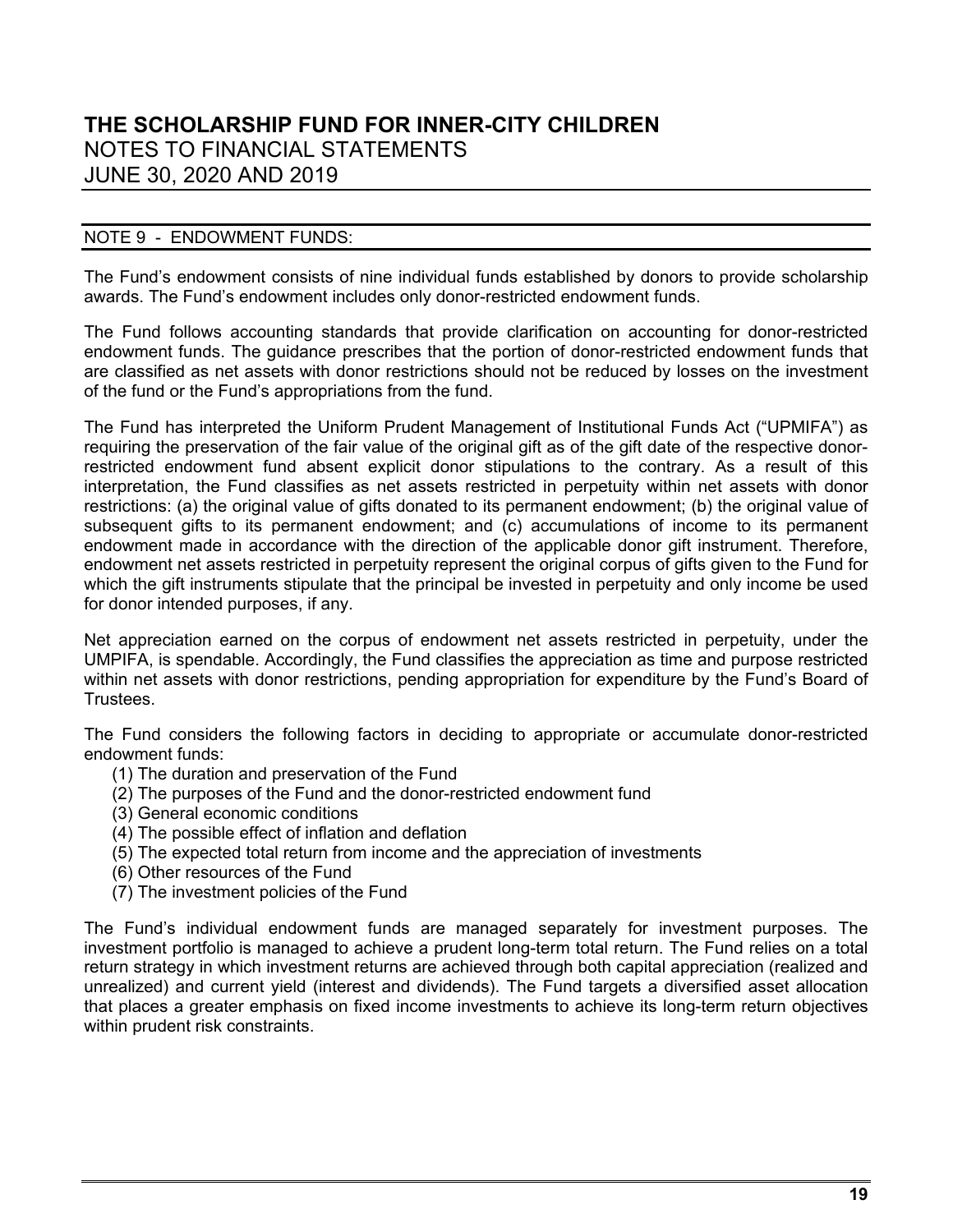# THE SCHOLARSHIP FUND FOR INNER-CITY CHILDREN
NOTES TO FINANCIAL STATEMENTS
JUNE 30, 2020 AND 2019

## NOTE 9 - ENDOWMENT FUNDS:

The Fund's endowment consists of nine individual funds established by donors to provide scholarship awards. The Fund's endowment includes only donor-restricted endowment funds.

The Fund follows accounting standards that provide clarification on accounting for donor-restricted endowment funds. The guidance prescribes that the portion of donor-restricted endowment funds that are classified as net assets with donor restrictions should not be reduced by losses on the investment of the fund or the Fund's appropriations from the fund.

The Fund has interpreted the Uniform Prudent Management of Institutional Funds Act ("UPMIFA") as requiring the preservation of the fair value of the original gift as of the gift date of the respective donor-restricted endowment fund absent explicit donor stipulations to the contrary. As a result of this interpretation, the Fund classifies as net assets restricted in perpetuity within net assets with donor restrictions: (a) the original value of gifts donated to its permanent endowment; (b) the original value of subsequent gifts to its permanent endowment; and (c) accumulations of income to its permanent endowment made in accordance with the direction of the applicable donor gift instrument. Therefore, endowment net assets restricted in perpetuity represent the original corpus of gifts given to the Fund for which the gift instruments stipulate that the principal be invested in perpetuity and only income be used for donor intended purposes, if any.

Net appreciation earned on the corpus of endowment net assets restricted in perpetuity, under the UMPIFA, is spendable. Accordingly, the Fund classifies the appreciation as time and purpose restricted within net assets with donor restrictions, pending appropriation for expenditure by the Fund's Board of Trustees.

The Fund considers the following factors in deciding to appropriate or accumulate donor-restricted endowment funds:

(1) The duration and preservation of the Fund
(2) The purposes of the Fund and the donor-restricted endowment fund
(3) General economic conditions
(4) The possible effect of inflation and deflation
(5) The expected total return from income and the appreciation of investments
(6) Other resources of the Fund
(7) The investment policies of the Fund

The Fund's individual endowment funds are managed separately for investment purposes. The investment portfolio is managed to achieve a prudent long-term total return. The Fund relies on a total return strategy in which investment returns are achieved through both capital appreciation (realized and unrealized) and current yield (interest and dividends). The Fund targets a diversified asset allocation that places a greater emphasis on fixed income investments to achieve its long-term return objectives within prudent risk constraints.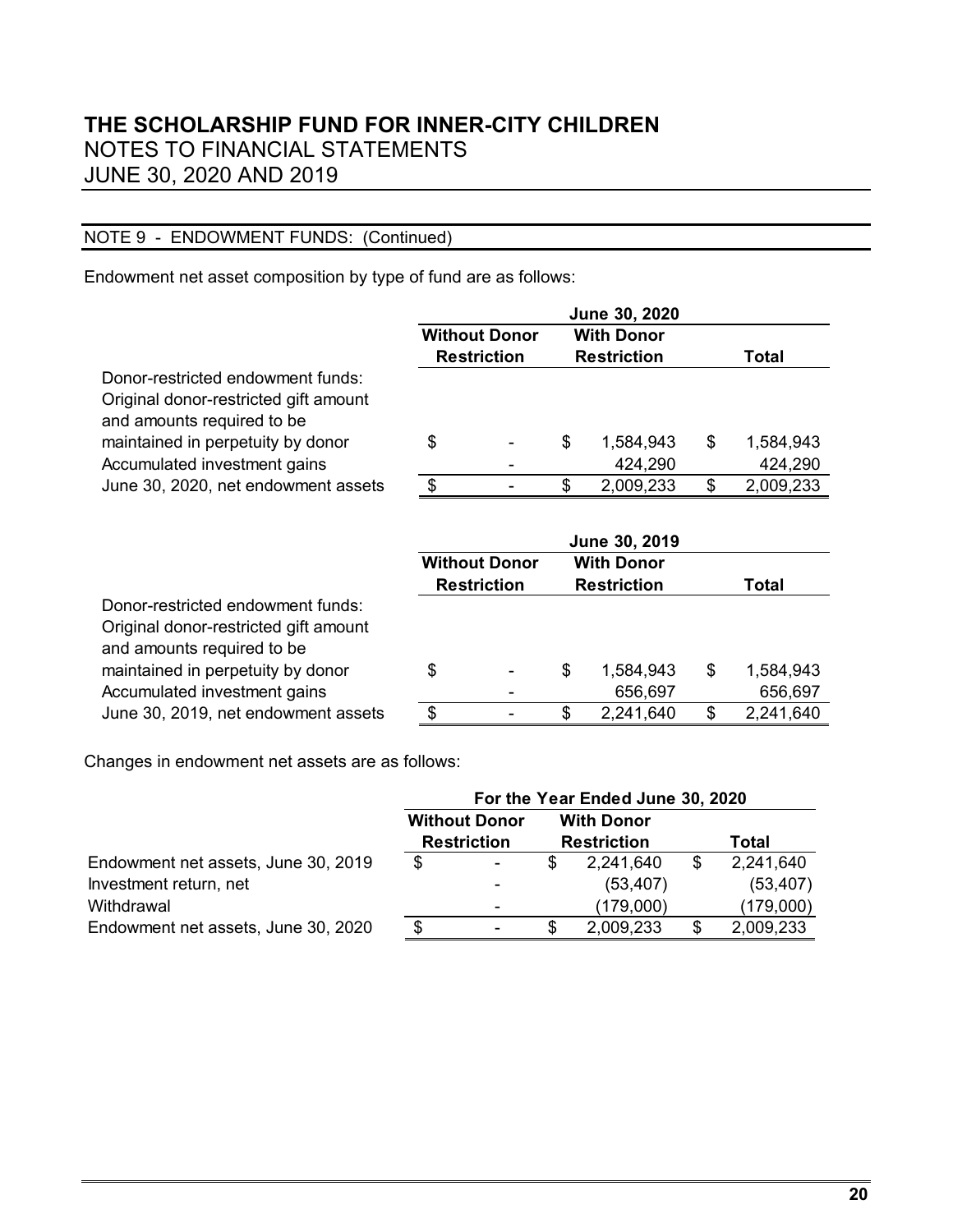# THE SCHOLARSHIP FUND FOR INNER-CITY CHILDREN
## NOTES TO FINANCIAL STATEMENTS
## JUNE 30, 2020 AND 2019

### NOTE 9 - ENDOWMENT FUNDS: (Continued)

Endowment net asset composition by type of fund are as follows:

| | June 30, 2020 | | |
|---|---|---|---|
| | Without Donor Restriction | With Donor Restriction | Total |
| Donor-restricted endowment funds: | | | |
| Original donor-restricted gift amount and amounts required to be maintained in perpetuity by donor | $ - | $ 1,584,943 | $ 1,584,943 |
| Accumulated investment gains | - | 424,290 | 424,290 |
| June 30, 2020, net endowment assets | $ - | $ 2,009,233 | $ 2,009,233 |

| | June 30, 2019 | | |
|---|---|---|---|
| | Without Donor Restriction | With Donor Restriction | Total |
| Donor-restricted endowment funds: | | | |
| Original donor-restricted gift amount and amounts required to be maintained in perpetuity by donor | $ - | $ 1,584,943 | $ 1,584,943 |
| Accumulated investment gains | - | 656,697 | 656,697 |
| June 30, 2019, net endowment assets | $ - | $ 2,241,640 | $ 2,241,640 |

Changes in endowment net assets are as follows:

| | For the Year Ended June 30, 2020 | | |
|---|---|---|---|
| | Without Donor Restriction | With Donor Restriction | Total |
| Endowment net assets, June 30, 2019 | $ - | $ 2,241,640 | $ 2,241,640 |
| Investment return, net | - | (53,407) | (53,407) |
| Withdrawal | - | (179,000) | (179,000) |
| Endowment net assets, June 30, 2020 | $ - | $ 2,009,233 | $ 2,009,233 |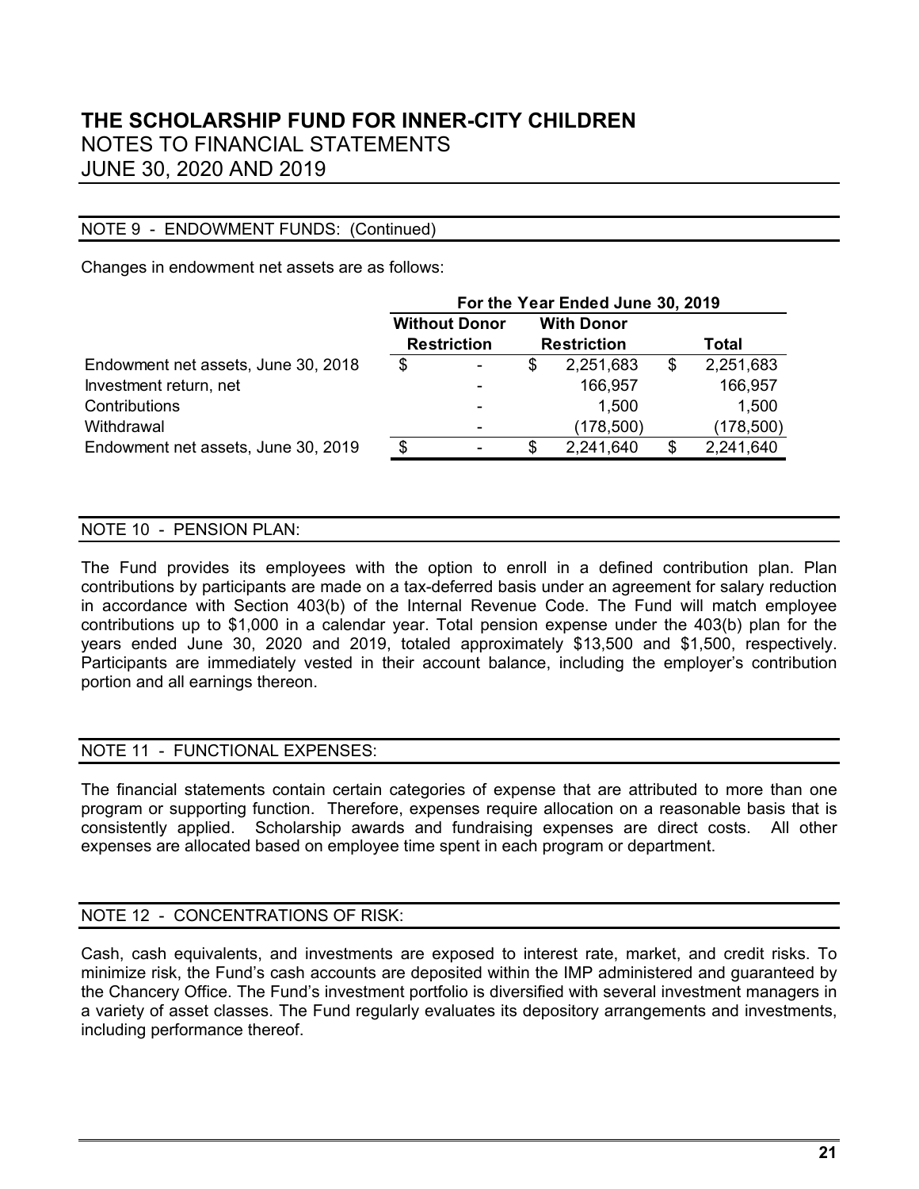# THE SCHOLARSHIP FUND FOR INNER-CITY CHILDREN
## NOTES TO FINANCIAL STATEMENTS
## JUNE 30, 2020 AND 2019

### NOTE 9 - ENDOWMENT FUNDS: (Continued)

Changes in endowment net assets are as follows:

| | For the Year Ended June 30, 2019 | | |
|---|---|---|---|
| | Without Donor Restriction | With Donor Restriction | Total |
| Endowment net assets, June 30, 2018 | $ - | $ 2,251,683 | $ 2,251,683 |
| Investment return, net | - | 166,957 | 166,957 |
| Contributions | - | 1,500 | 1,500 |
| Withdrawal | - | (178,500) | (178,500) |
| Endowment net assets, June 30, 2019 | $ - | $ 2,241,640 | $ 2,241,640 |

### NOTE 10 - PENSION PLAN:

The Fund provides its employees with the option to enroll in a defined contribution plan. Plan contributions by participants are made on a tax-deferred basis under an agreement for salary reduction in accordance with Section 403(b) of the Internal Revenue Code. The Fund will match employee contributions up to $1,000 in a calendar year. Total pension expense under the 403(b) plan for the years ended June 30, 2020 and 2019, totaled approximately $13,500 and $1,500, respectively. Participants are immediately vested in their account balance, including the employer's contribution portion and all earnings thereon.

### NOTE 11 - FUNCTIONAL EXPENSES:

The financial statements contain certain categories of expense that are attributed to more than one program or supporting function. Therefore, expenses require allocation on a reasonable basis that is consistently applied. Scholarship awards and fundraising expenses are direct costs. All other expenses are allocated based on employee time spent in each program or department.

### NOTE 12 - CONCENTRATIONS OF RISK:

Cash, cash equivalents, and investments are exposed to interest rate, market, and credit risks. To minimize risk, the Fund's cash accounts are deposited within the IMP administered and guaranteed by the Chancery Office. The Fund's investment portfolio is diversified with several investment managers in a variety of asset classes. The Fund regularly evaluates its depository arrangements and investments, including performance thereof.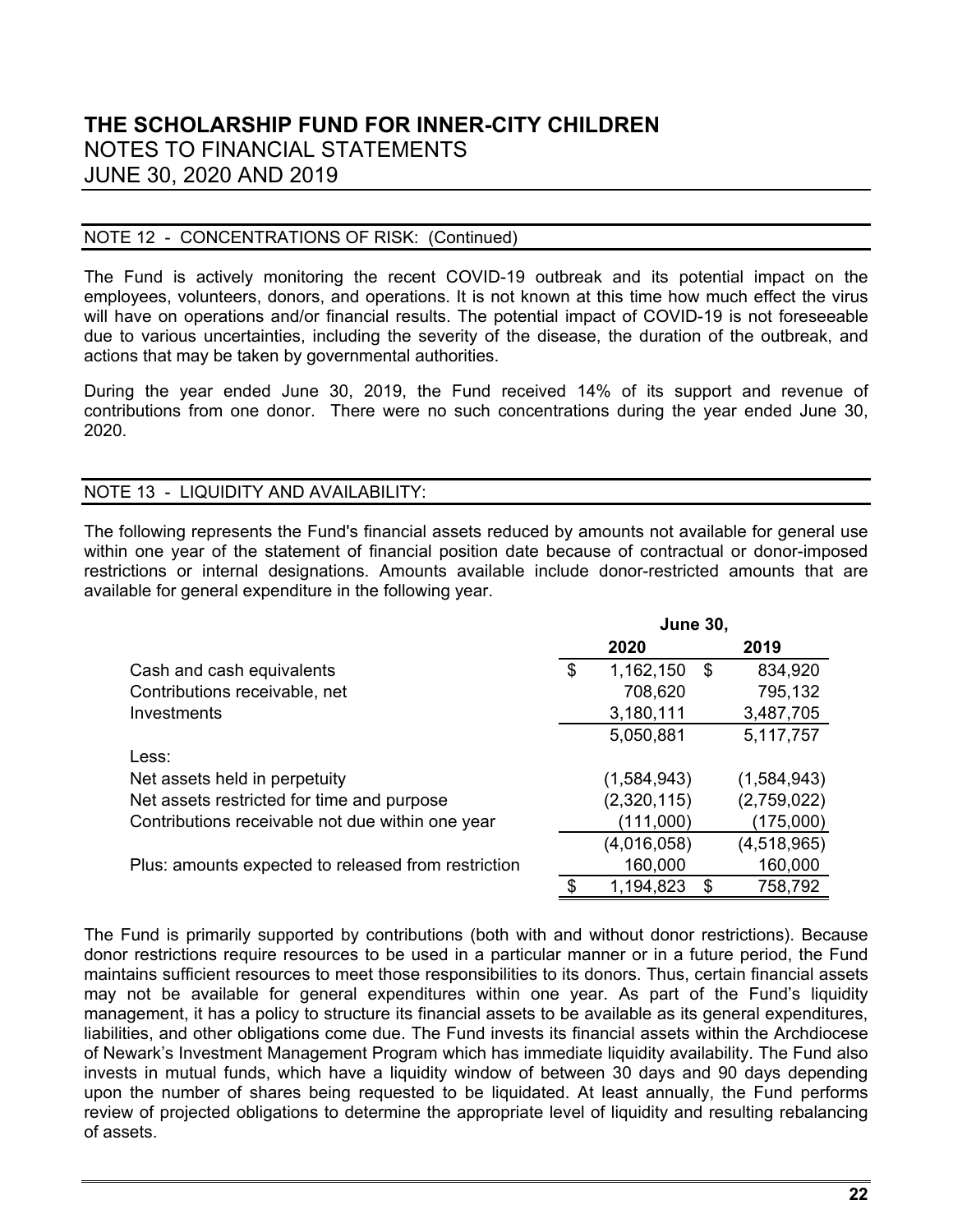# THE SCHOLARSHIP FUND FOR INNER-CITY CHILDREN
## NOTES TO FINANCIAL STATEMENTS
## JUNE 30, 2020 AND 2019

### NOTE 12 - CONCENTRATIONS OF RISK: (Continued)

The Fund is actively monitoring the recent COVID-19 outbreak and its potential impact on the employees, volunteers, donors, and operations. It is not known at this time how much effect the virus will have on operations and/or financial results. The potential impact of COVID-19 is not foreseeable due to various uncertainties, including the severity of the disease, the duration of the outbreak, and actions that may be taken by governmental authorities.

During the year ended June 30, 2019, the Fund received 14% of its support and revenue of contributions from one donor. There were no such concentrations during the year ended June 30, 2020.

### NOTE 13 - LIQUIDITY AND AVAILABILITY:

The following represents the Fund's financial assets reduced by amounts not available for general use within one year of the statement of financial position date because of contractual or donor-imposed restrictions or internal designations. Amounts available include donor-restricted amounts that are available for general expenditure in the following year.

| | June 30, | |
|---|---|---|
| | **2020** | **2019** |
| Cash and cash equivalents | $ 1,162,150 | $ 834,920 |
| Contributions receivable, net | 708,620 | 795,132 |
| Investments | 3,180,111 | 3,487,705 |
| | 5,050,881 | 5,117,757 |
| Less: | | |
| Net assets held in perpetuity | (1,584,943) | (1,584,943) |
| Net assets restricted for time and purpose | (2,320,115) | (2,759,022) |
| Contributions receivable not due within one year | (111,000) | (175,000) |
| | (4,016,058) | (4,518,965) |
| Plus: amounts expected to released from restriction | 160,000 | 160,000 |
| | $ 1,194,823 | $ 758,792 |

The Fund is primarily supported by contributions (both with and without donor restrictions). Because donor restrictions require resources to be used in a particular manner or in a future period, the Fund maintains sufficient resources to meet those responsibilities to its donors. Thus, certain financial assets may not be available for general expenditures within one year. As part of the Fund's liquidity management, it has a policy to structure its financial assets to be available as its general expenditures, liabilities, and other obligations come due. The Fund invests its financial assets within the Archdiocese of Newark's Investment Management Program which has immediate liquidity availability. The Fund also invests in mutual funds, which have a liquidity window of between 30 days and 90 days depending upon the number of shares being requested to be liquidated. At least annually, the Fund performs review of projected obligations to determine the appropriate level of liquidity and resulting rebalancing of assets.